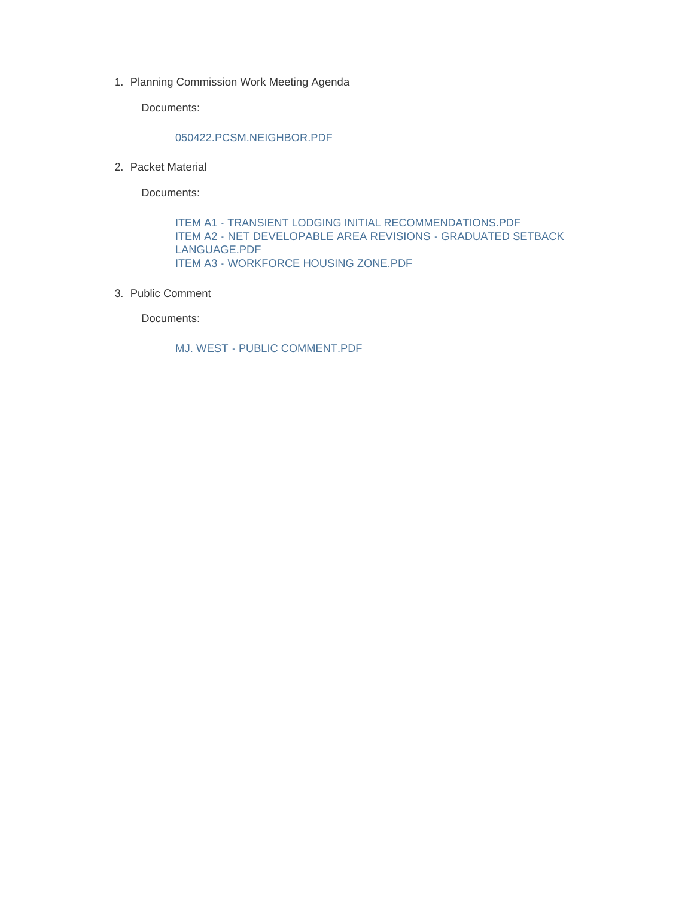1. Planning Commission Work Meeting Agenda

   Documents:

   050422.PCSM.NEIGHBOR.PDF

2. Packet Material

   Documents:

   ITEM A1 - TRANSIENT LODGING INITIAL RECOMMENDATIONS.PDF
   ITEM A2 - NET DEVELOPABLE AREA REVISIONS - GRADUATED SETBACK LANGUAGE.PDF
   ITEM A3 - WORKFORCE HOUSING ZONE.PDF

3. Public Comment

   Documents:

   MJ. WEST - PUBLIC COMMENT.PDF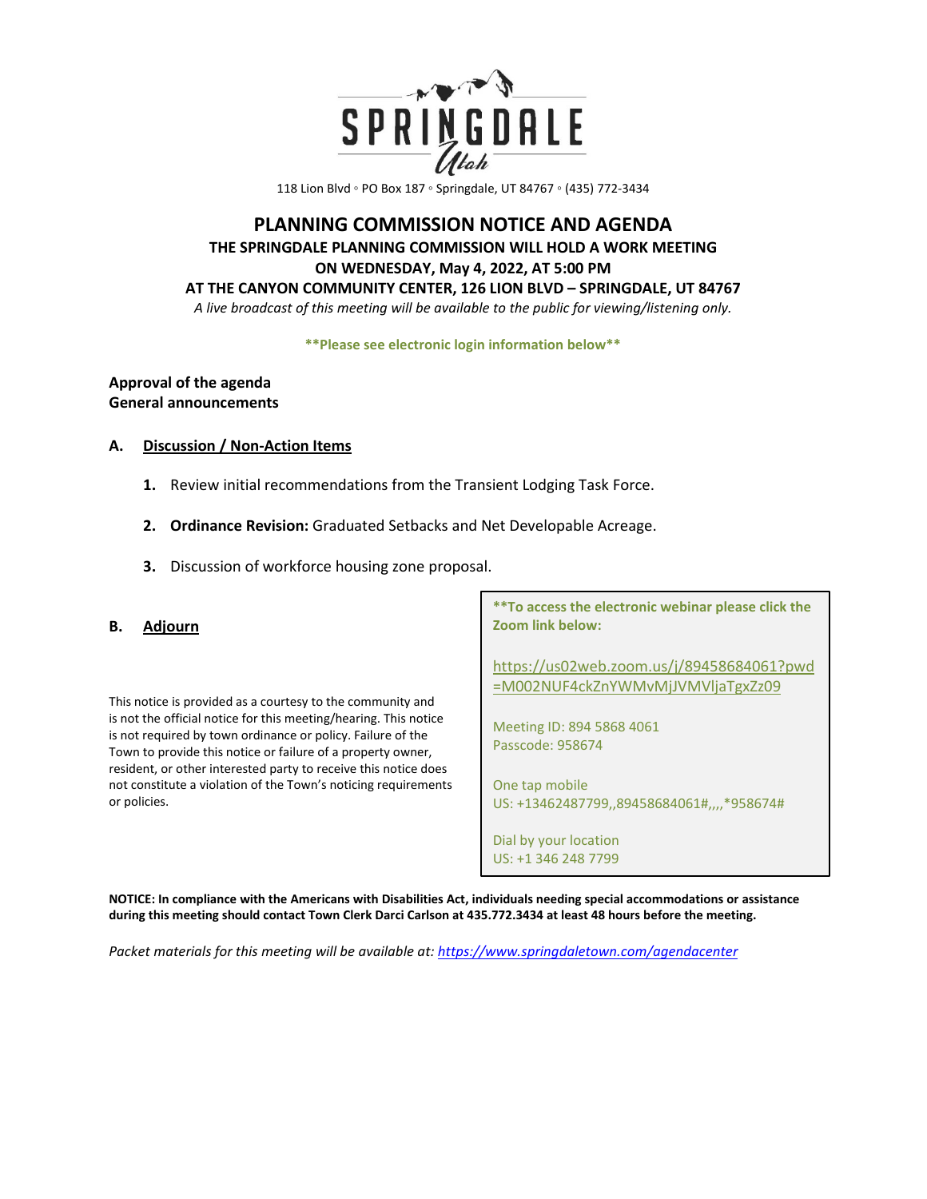SPRINGDALE

Utah

118 Lion Blvd ◦ PO Box 187 ◦ Springdale, UT 84767 ◦ (435) 772-3434

# PLANNING COMMISSION NOTICE AND AGENDA

**THE SPRINGDALE PLANNING COMMISSION WILL HOLD A WORK MEETING**
**ON WEDNESDAY, May 4, 2022, AT 5:00 PM**
**AT THE CANYON COMMUNITY CENTER, 126 LION BLVD – SPRINGDALE, UT 84767**

*A live broadcast of this meeting will be available to the public for viewing/listening only.*

**\*\*Please see electronic login information below\*\***

**Approval of the agenda**
**General announcements**

## A. Discussion / Non-Action Items

1. Review initial recommendations from the Transient Lodging Task Force.
2. **Ordinance Revision:** Graduated Setbacks and Net Developable Acreage.
3. Discussion of workforce housing zone proposal.

## B. Adjourn

This notice is provided as a courtesy to the community and is not the official notice for this meeting/hearing. This notice is not required by town ordinance or policy. Failure of the Town to provide this notice or failure of a property owner, resident, or other interested party to receive this notice does not constitute a violation of the Town's noticing requirements or policies.

**\*\*To access the electronic webinar please click the Zoom link below:**

https://us02web.zoom.us/j/89458684061?pwd=M002NUF4ckZnYWMvMjJVMVljaTgxZz09

Meeting ID: 894 5868 4061
Passcode: 958674

One tap mobile
US: +13462487799,,89458684061#,,,,*958674#

Dial by your location
US: +1 346 248 7799

**NOTICE: In compliance with the Americans with Disabilities Act, individuals needing special accommodations or assistance during this meeting should contact Town Clerk Darci Carlson at 435.772.3434 at least 48 hours before the meeting.**

*Packet materials for this meeting will be available at: https://www.springdaletown.com/agendacenter*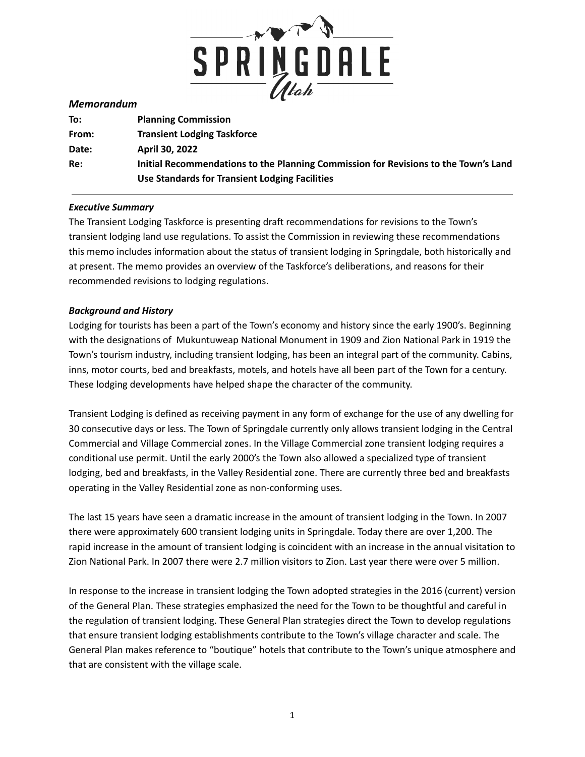# SPRINGDALE Utah

*Memorandum*

| | |
|---|---|
| **To:** | **Planning Commission** |
| **From:** | **Transient Lodging Taskforce** |
| **Date:** | **April 30, 2022** |
| **Re:** | **Initial Recommendations to the Planning Commission for Revisions to the Town's Land Use Standards for Transient Lodging Facilities** |

---

***Executive Summary***

The Transient Lodging Taskforce is presenting draft recommendations for revisions to the Town's transient lodging land use regulations. To assist the Commission in reviewing these recommendations this memo includes information about the status of transient lodging in Springdale, both historically and at present. The memo provides an overview of the Taskforce's deliberations, and reasons for their recommended revisions to lodging regulations.

***Background and History***

Lodging for tourists has been a part of the Town's economy and history since the early 1900's. Beginning with the designations of Mukuntuweap National Monument in 1909 and Zion National Park in 1919 the Town's tourism industry, including transient lodging, has been an integral part of the community. Cabins, inns, motor courts, bed and breakfasts, motels, and hotels have all been part of the Town for a century. These lodging developments have helped shape the character of the community.

Transient Lodging is defined as receiving payment in any form of exchange for the use of any dwelling for 30 consecutive days or less. The Town of Springdale currently only allows transient lodging in the Central Commercial and Village Commercial zones. In the Village Commercial zone transient lodging requires a conditional use permit. Until the early 2000's the Town also allowed a specialized type of transient lodging, bed and breakfasts, in the Valley Residential zone. There are currently three bed and breakfasts operating in the Valley Residential zone as non-conforming uses.

The last 15 years have seen a dramatic increase in the amount of transient lodging in the Town. In 2007 there were approximately 600 transient lodging units in Springdale. Today there are over 1,200. The rapid increase in the amount of transient lodging is coincident with an increase in the annual visitation to Zion National Park. In 2007 there were 2.7 million visitors to Zion. Last year there were over 5 million.

In response to the increase in transient lodging the Town adopted strategies in the 2016 (current) version of the General Plan. These strategies emphasized the need for the Town to be thoughtful and careful in the regulation of transient lodging. These General Plan strategies direct the Town to develop regulations that ensure transient lodging establishments contribute to the Town's village character and scale. The General Plan makes reference to "boutique" hotels that contribute to the Town's unique atmosphere and that are consistent with the village scale.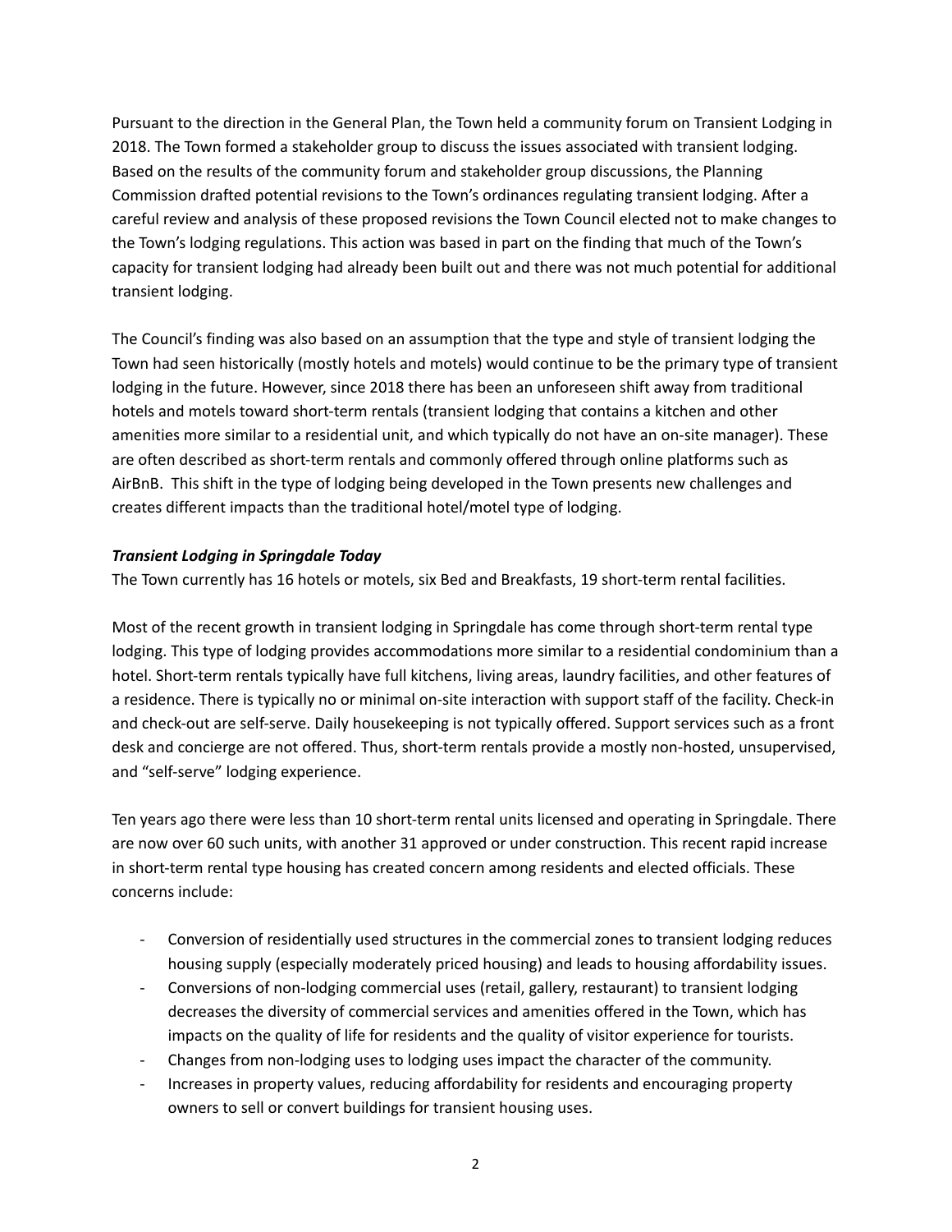Pursuant to the direction in the General Plan, the Town held a community forum on Transient Lodging in 2018. The Town formed a stakeholder group to discuss the issues associated with transient lodging. Based on the results of the community forum and stakeholder group discussions, the Planning Commission drafted potential revisions to the Town's ordinances regulating transient lodging. After a careful review and analysis of these proposed revisions the Town Council elected not to make changes to the Town's lodging regulations. This action was based in part on the finding that much of the Town's capacity for transient lodging had already been built out and there was not much potential for additional transient lodging.

The Council's finding was also based on an assumption that the type and style of transient lodging the Town had seen historically (mostly hotels and motels) would continue to be the primary type of transient lodging in the future. However, since 2018 there has been an unforeseen shift away from traditional hotels and motels toward short-term rentals (transient lodging that contains a kitchen and other amenities more similar to a residential unit, and which typically do not have an on-site manager). These are often described as short-term rentals and commonly offered through online platforms such as AirBnB. This shift in the type of lodging being developed in the Town presents new challenges and creates different impacts than the traditional hotel/motel type of lodging.

***Transient Lodging in Springdale Today***

The Town currently has 16 hotels or motels, six Bed and Breakfasts, 19 short-term rental facilities.

Most of the recent growth in transient lodging in Springdale has come through short-term rental type lodging. This type of lodging provides accommodations more similar to a residential condominium than a hotel. Short-term rentals typically have full kitchens, living areas, laundry facilities, and other features of a residence. There is typically no or minimal on-site interaction with support staff of the facility. Check-in and check-out are self-serve. Daily housekeeping is not typically offered. Support services such as a front desk and concierge are not offered. Thus, short-term rentals provide a mostly non-hosted, unsupervised, and "self-serve" lodging experience.

Ten years ago there were less than 10 short-term rental units licensed and operating in Springdale. There are now over 60 such units, with another 31 approved or under construction. This recent rapid increase in short-term rental type housing has created concern among residents and elected officials. These concerns include:

- Conversion of residentially used structures in the commercial zones to transient lodging reduces housing supply (especially moderately priced housing) and leads to housing affordability issues.
- Conversions of non-lodging commercial uses (retail, gallery, restaurant) to transient lodging decreases the diversity of commercial services and amenities offered in the Town, which has impacts on the quality of life for residents and the quality of visitor experience for tourists.
- Changes from non-lodging uses to lodging uses impact the character of the community.
- Increases in property values, reducing affordability for residents and encouraging property owners to sell or convert buildings for transient housing uses.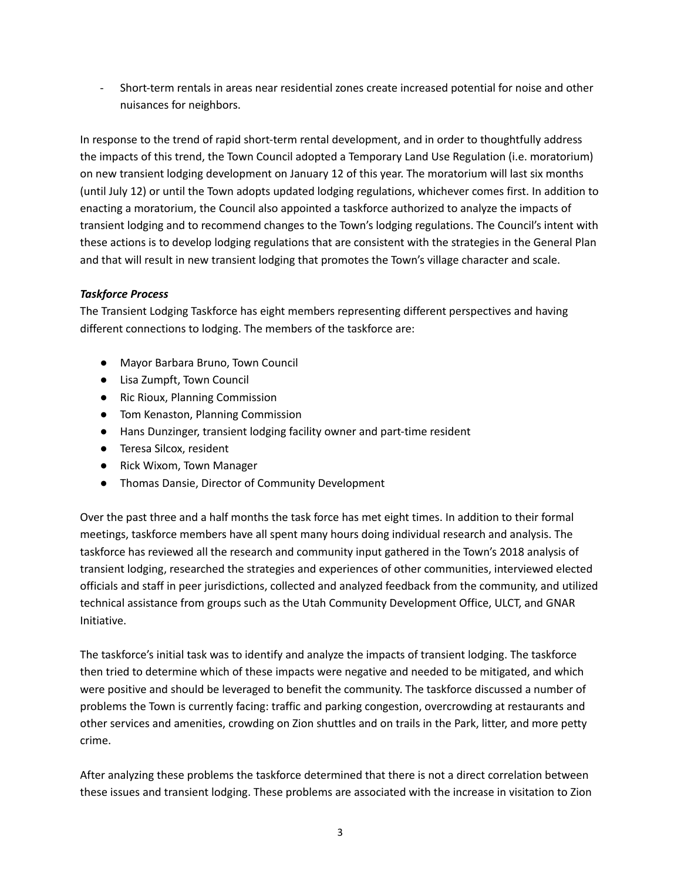- Short-term rentals in areas near residential zones create increased potential for noise and other nuisances for neighbors.

In response to the trend of rapid short-term rental development, and in order to thoughtfully address the impacts of this trend, the Town Council adopted a Temporary Land Use Regulation (i.e. moratorium) on new transient lodging development on January 12 of this year. The moratorium will last six months (until July 12) or until the Town adopts updated lodging regulations, whichever comes first. In addition to enacting a moratorium, the Council also appointed a taskforce authorized to analyze the impacts of transient lodging and to recommend changes to the Town's lodging regulations. The Council's intent with these actions is to develop lodging regulations that are consistent with the strategies in the General Plan and that will result in new transient lodging that promotes the Town's village character and scale.

***Taskforce Process***

The Transient Lodging Taskforce has eight members representing different perspectives and having different connections to lodging. The members of the taskforce are:

- Mayor Barbara Bruno, Town Council
- Lisa Zumpft, Town Council
- Ric Rioux, Planning Commission
- Tom Kenaston, Planning Commission
- Hans Dunzinger, transient lodging facility owner and part-time resident
- Teresa Silcox, resident
- Rick Wixom, Town Manager
- Thomas Dansie, Director of Community Development

Over the past three and a half months the task force has met eight times. In addition to their formal meetings, taskforce members have all spent many hours doing individual research and analysis. The taskforce has reviewed all the research and community input gathered in the Town's 2018 analysis of transient lodging, researched the strategies and experiences of other communities, interviewed elected officials and staff in peer jurisdictions, collected and analyzed feedback from the community, and utilized technical assistance from groups such as the Utah Community Development Office, ULCT, and GNAR Initiative.

The taskforce's initial task was to identify and analyze the impacts of transient lodging. The taskforce then tried to determine which of these impacts were negative and needed to be mitigated, and which were positive and should be leveraged to benefit the community. The taskforce discussed a number of problems the Town is currently facing: traffic and parking congestion, overcrowding at restaurants and other services and amenities, crowding on Zion shuttles and on trails in the Park, litter, and more petty crime.

After analyzing these problems the taskforce determined that there is not a direct correlation between these issues and transient lodging. These problems are associated with the increase in visitation to Zion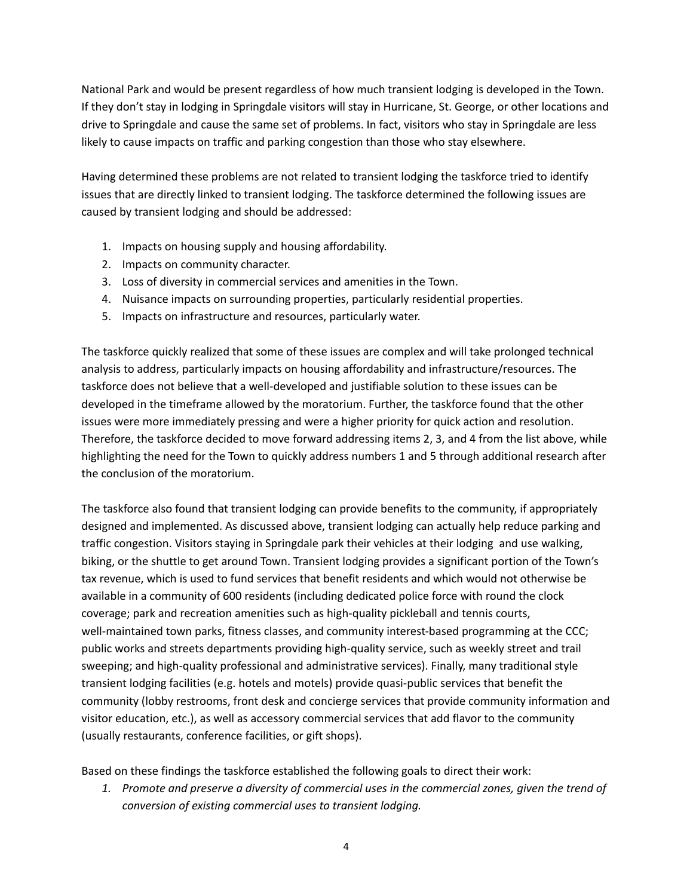National Park and would be present regardless of how much transient lodging is developed in the Town. If they don't stay in lodging in Springdale visitors will stay in Hurricane, St. George, or other locations and drive to Springdale and cause the same set of problems. In fact, visitors who stay in Springdale are less likely to cause impacts on traffic and parking congestion than those who stay elsewhere.

Having determined these problems are not related to transient lodging the taskforce tried to identify issues that are directly linked to transient lodging. The taskforce determined the following issues are caused by transient lodging and should be addressed:

1. Impacts on housing supply and housing affordability.
2. Impacts on community character.
3. Loss of diversity in commercial services and amenities in the Town.
4. Nuisance impacts on surrounding properties, particularly residential properties.
5. Impacts on infrastructure and resources, particularly water.

The taskforce quickly realized that some of these issues are complex and will take prolonged technical analysis to address, particularly impacts on housing affordability and infrastructure/resources. The taskforce does not believe that a well-developed and justifiable solution to these issues can be developed in the timeframe allowed by the moratorium. Further, the taskforce found that the other issues were more immediately pressing and were a higher priority for quick action and resolution. Therefore, the taskforce decided to move forward addressing items 2, 3, and 4 from the list above, while highlighting the need for the Town to quickly address numbers 1 and 5 through additional research after the conclusion of the moratorium.

The taskforce also found that transient lodging can provide benefits to the community, if appropriately designed and implemented. As discussed above, transient lodging can actually help reduce parking and traffic congestion. Visitors staying in Springdale park their vehicles at their lodging and use walking, biking, or the shuttle to get around Town. Transient lodging provides a significant portion of the Town's tax revenue, which is used to fund services that benefit residents and which would not otherwise be available in a community of 600 residents (including dedicated police force with round the clock coverage; park and recreation amenities such as high-quality pickleball and tennis courts, well-maintained town parks, fitness classes, and community interest-based programming at the CCC; public works and streets departments providing high-quality service, such as weekly street and trail sweeping; and high-quality professional and administrative services). Finally, many traditional style transient lodging facilities (e.g. hotels and motels) provide quasi-public services that benefit the community (lobby restrooms, front desk and concierge services that provide community information and visitor education, etc.), as well as accessory commercial services that add flavor to the community (usually restaurants, conference facilities, or gift shops).

Based on these findings the taskforce established the following goals to direct their work:

1. *Promote and preserve a diversity of commercial uses in the commercial zones, given the trend of conversion of existing commercial uses to transient lodging.*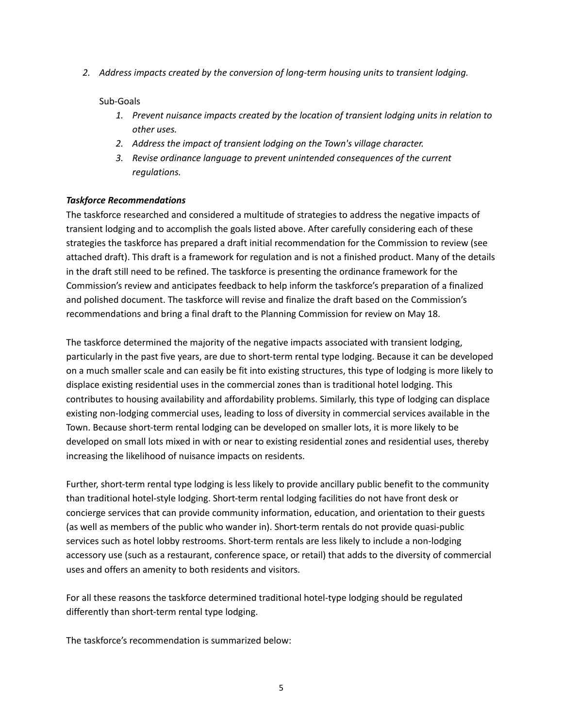2. *Address impacts created by the conversion of long-term housing units to transient lodging.*

   Sub-Goals

   1. *Prevent nuisance impacts created by the location of transient lodging units in relation to other uses.*
   2. *Address the impact of transient lodging on the Town's village character.*
   3. *Revise ordinance language to prevent unintended consequences of the current regulations.*

***Taskforce Recommendations***

The taskforce researched and considered a multitude of strategies to address the negative impacts of transient lodging and to accomplish the goals listed above. After carefully considering each of these strategies the taskforce has prepared a draft initial recommendation for the Commission to review (see attached draft). This draft is a framework for regulation and is not a finished product. Many of the details in the draft still need to be refined. The taskforce is presenting the ordinance framework for the Commission's review and anticipates feedback to help inform the taskforce's preparation of a finalized and polished document. The taskforce will revise and finalize the draft based on the Commission's recommendations and bring a final draft to the Planning Commission for review on May 18.

The taskforce determined the majority of the negative impacts associated with transient lodging, particularly in the past five years, are due to short-term rental type lodging. Because it can be developed on a much smaller scale and can easily be fit into existing structures, this type of lodging is more likely to displace existing residential uses in the commercial zones than is traditional hotel lodging. This contributes to housing availability and affordability problems. Similarly, this type of lodging can displace existing non-lodging commercial uses, leading to loss of diversity in commercial services available in the Town. Because short-term rental lodging can be developed on smaller lots, it is more likely to be developed on small lots mixed in with or near to existing residential zones and residential uses, thereby increasing the likelihood of nuisance impacts on residents.

Further, short-term rental type lodging is less likely to provide ancillary public benefit to the community than traditional hotel-style lodging. Short-term rental lodging facilities do not have front desk or concierge services that can provide community information, education, and orientation to their guests (as well as members of the public who wander in). Short-term rentals do not provide quasi-public services such as hotel lobby restrooms. Short-term rentals are less likely to include a non-lodging accessory use (such as a restaurant, conference space, or retail) that adds to the diversity of commercial uses and offers an amenity to both residents and visitors.

For all these reasons the taskforce determined traditional hotel-type lodging should be regulated differently than short-term rental type lodging.

The taskforce's recommendation is summarized below: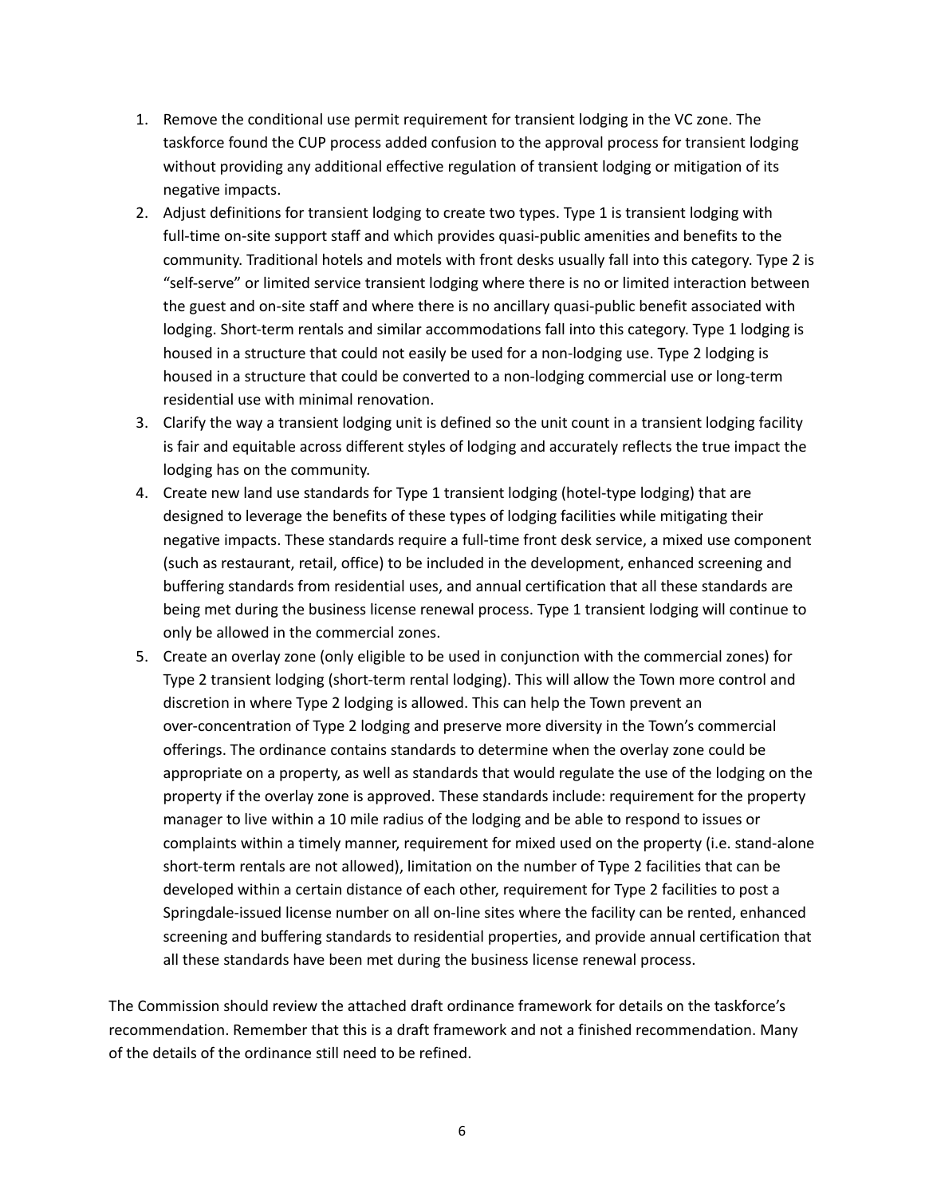1. Remove the conditional use permit requirement for transient lodging in the VC zone. The taskforce found the CUP process added confusion to the approval process for transient lodging without providing any additional effective regulation of transient lodging or mitigation of its negative impacts.
2. Adjust definitions for transient lodging to create two types. Type 1 is transient lodging with full-time on-site support staff and which provides quasi-public amenities and benefits to the community. Traditional hotels and motels with front desks usually fall into this category. Type 2 is "self-serve" or limited service transient lodging where there is no or limited interaction between the guest and on-site staff and where there is no ancillary quasi-public benefit associated with lodging. Short-term rentals and similar accommodations fall into this category. Type 1 lodging is housed in a structure that could not easily be used for a non-lodging use. Type 2 lodging is housed in a structure that could be converted to a non-lodging commercial use or long-term residential use with minimal renovation.
3. Clarify the way a transient lodging unit is defined so the unit count in a transient lodging facility is fair and equitable across different styles of lodging and accurately reflects the true impact the lodging has on the community.
4. Create new land use standards for Type 1 transient lodging (hotel-type lodging) that are designed to leverage the benefits of these types of lodging facilities while mitigating their negative impacts. These standards require a full-time front desk service, a mixed use component (such as restaurant, retail, office) to be included in the development, enhanced screening and buffering standards from residential uses, and annual certification that all these standards are being met during the business license renewal process. Type 1 transient lodging will continue to only be allowed in the commercial zones.
5. Create an overlay zone (only eligible to be used in conjunction with the commercial zones) for Type 2 transient lodging (short-term rental lodging). This will allow the Town more control and discretion in where Type 2 lodging is allowed. This can help the Town prevent an over-concentration of Type 2 lodging and preserve more diversity in the Town's commercial offerings. The ordinance contains standards to determine when the overlay zone could be appropriate on a property, as well as standards that would regulate the use of the lodging on the property if the overlay zone is approved. These standards include: requirement for the property manager to live within a 10 mile radius of the lodging and be able to respond to issues or complaints within a timely manner, requirement for mixed used on the property (i.e. stand-alone short-term rentals are not allowed), limitation on the number of Type 2 facilities that can be developed within a certain distance of each other, requirement for Type 2 facilities to post a Springdale-issued license number on all on-line sites where the facility can be rented, enhanced screening and buffering standards to residential properties, and provide annual certification that all these standards have been met during the business license renewal process.

The Commission should review the attached draft ordinance framework for details on the taskforce's recommendation. Remember that this is a draft framework and not a finished recommendation. Many of the details of the ordinance still need to be refined.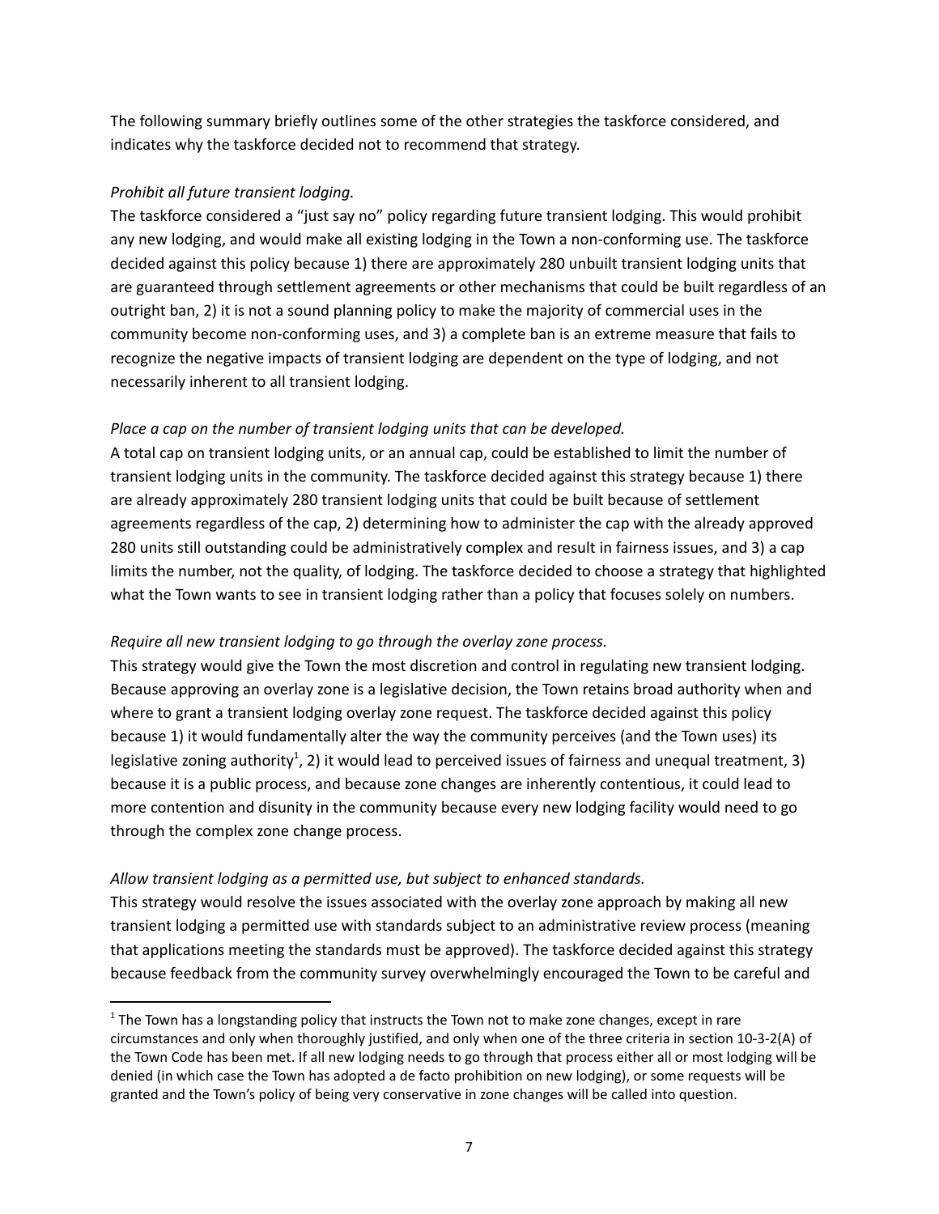The following summary briefly outlines some of the other strategies the taskforce considered, and indicates why the taskforce decided not to recommend that strategy.

*Prohibit all future transient lodging.*

The taskforce considered a "just say no" policy regarding future transient lodging. This would prohibit any new lodging, and would make all existing lodging in the Town a non-conforming use. The taskforce decided against this policy because 1) there are approximately 280 unbuilt transient lodging units that are guaranteed through settlement agreements or other mechanisms that could be built regardless of an outright ban, 2) it is not a sound planning policy to make the majority of commercial uses in the community become non-conforming uses, and 3) a complete ban is an extreme measure that fails to recognize the negative impacts of transient lodging are dependent on the type of lodging, and not necessarily inherent to all transient lodging.

*Place a cap on the number of transient lodging units that can be developed.*

A total cap on transient lodging units, or an annual cap, could be established to limit the number of transient lodging units in the community. The taskforce decided against this strategy because 1) there are already approximately 280 transient lodging units that could be built because of settlement agreements regardless of the cap, 2) determining how to administer the cap with the already approved 280 units still outstanding could be administratively complex and result in fairness issues, and 3) a cap limits the number, not the quality, of lodging. The taskforce decided to choose a strategy that highlighted what the Town wants to see in transient lodging rather than a policy that focuses solely on numbers.

*Require all new transient lodging to go through the overlay zone process.*

This strategy would give the Town the most discretion and control in regulating new transient lodging. Because approving an overlay zone is a legislative decision, the Town retains broad authority when and where to grant a transient lodging overlay zone request. The taskforce decided against this policy because 1) it would fundamentally alter the way the community perceives (and the Town uses) its legislative zoning authority[1], 2) it would lead to perceived issues of fairness and unequal treatment, 3) because it is a public process, and because zone changes are inherently contentious, it could lead to more contention and disunity in the community because every new lodging facility would need to go through the complex zone change process.

*Allow transient lodging as a permitted use, but subject to enhanced standards.*

This strategy would resolve the issues associated with the overlay zone approach by making all new transient lodging a permitted use with standards subject to an administrative review process (meaning that applications meeting the standards must be approved). The taskforce decided against this strategy because feedback from the community survey overwhelmingly encouraged the Town to be careful and

---

[1] The Town has a longstanding policy that instructs the Town not to make zone changes, except in rare circumstances and only when thoroughly justified, and only when one of the three criteria in section 10-3-2(A) of the Town Code has been met. If all new lodging needs to go through that process either all or most lodging will be denied (in which case the Town has adopted a de facto prohibition on new lodging), or some requests will be granted and the Town's policy of being very conservative in zone changes will be called into question.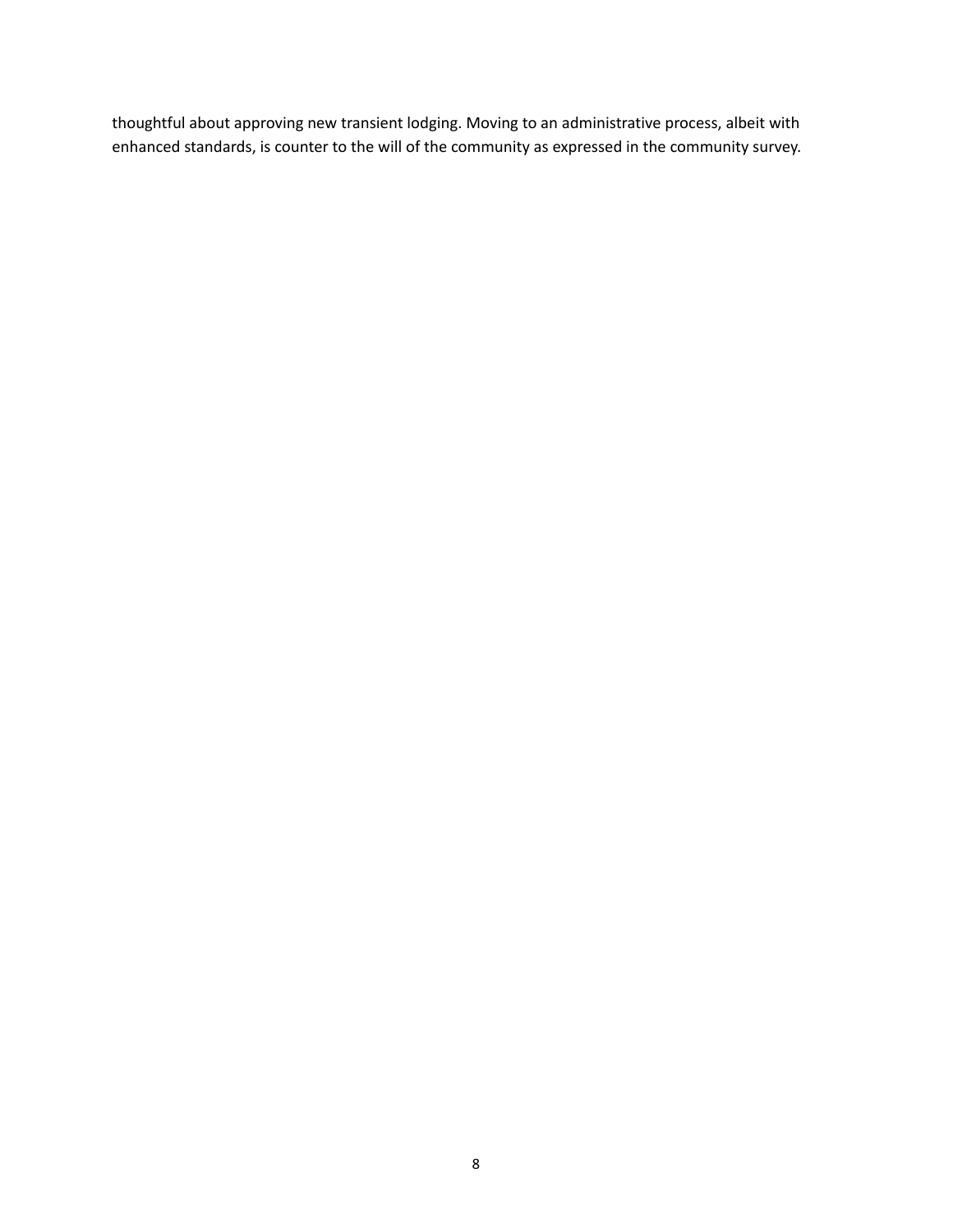thoughtful about approving new transient lodging. Moving to an administrative process, albeit with enhanced standards, is counter to the will of the community as expressed in the community survey.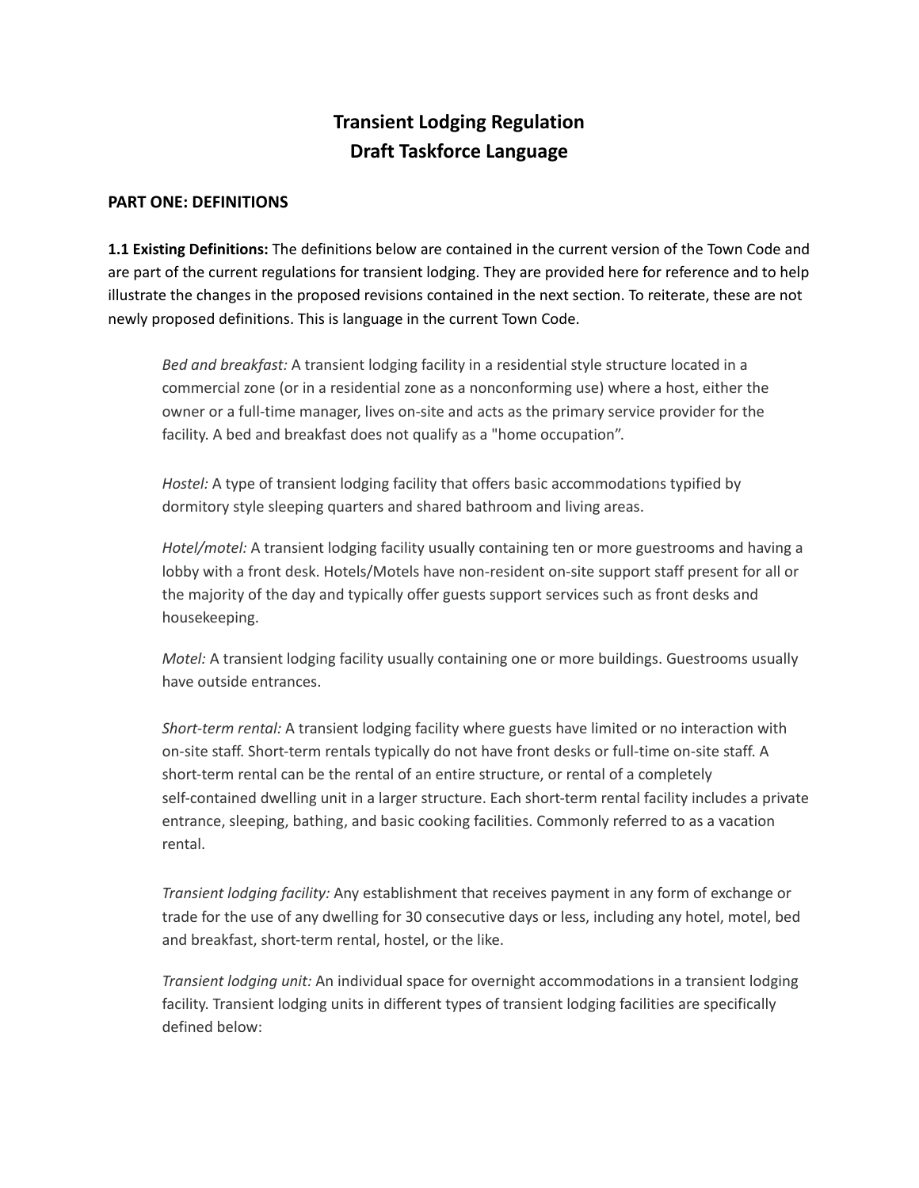# Transient Lodging Regulation
# Draft Taskforce Language

## PART ONE: DEFINITIONS

**1.1 Existing Definitions:** The definitions below are contained in the current version of the Town Code and are part of the current regulations for transient lodging. They are provided here for reference and to help illustrate the changes in the proposed revisions contained in the next section. To reiterate, these are not newly proposed definitions. This is language in the current Town Code.

> *Bed and breakfast:* A transient lodging facility in a residential style structure located in a commercial zone (or in a residential zone as a nonconforming use) where a host, either the owner or a full-time manager, lives on-site and acts as the primary service provider for the facility. A bed and breakfast does not qualify as a "home occupation".
>
> *Hostel:* A type of transient lodging facility that offers basic accommodations typified by dormitory style sleeping quarters and shared bathroom and living areas.
>
> *Hotel/motel:* A transient lodging facility usually containing ten or more guestrooms and having a lobby with a front desk. Hotels/Motels have non-resident on-site support staff present for all or the majority of the day and typically offer guests support services such as front desks and housekeeping.
>
> *Motel:* A transient lodging facility usually containing one or more buildings. Guestrooms usually have outside entrances.
>
> *Short-term rental:* A transient lodging facility where guests have limited or no interaction with on-site staff. Short-term rentals typically do not have front desks or full-time on-site staff. A short-term rental can be the rental of an entire structure, or rental of a completely self-contained dwelling unit in a larger structure. Each short-term rental facility includes a private entrance, sleeping, bathing, and basic cooking facilities. Commonly referred to as a vacation rental.
>
> *Transient lodging facility:* Any establishment that receives payment in any form of exchange or trade for the use of any dwelling for 30 consecutive days or less, including any hotel, motel, bed and breakfast, short-term rental, hostel, or the like.
>
> *Transient lodging unit:* An individual space for overnight accommodations in a transient lodging facility. Transient lodging units in different types of transient lodging facilities are specifically defined below: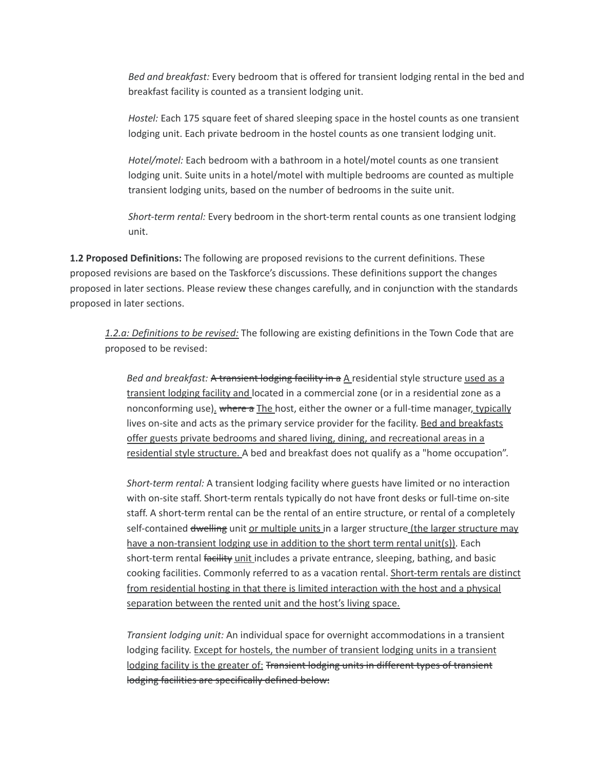*Bed and breakfast:* Every bedroom that is offered for transient lodging rental in the bed and breakfast facility is counted as a transient lodging unit.

*Hostel:* Each 175 square feet of shared sleeping space in the hostel counts as one transient lodging unit. Each private bedroom in the hostel counts as one transient lodging unit.

*Hotel/motel:* Each bedroom with a bathroom in a hotel/motel counts as one transient lodging unit. Suite units in a hotel/motel with multiple bedrooms are counted as multiple transient lodging units, based on the number of bedrooms in the suite unit.

*Short-term rental:* Every bedroom in the short-term rental counts as one transient lodging unit.

**1.2 Proposed Definitions:** The following are proposed revisions to the current definitions. These proposed revisions are based on the Taskforce's discussions. These definitions support the changes proposed in later sections. Please review these changes carefully, and in conjunction with the standards proposed in later sections.

<u>*1.2.a: Definitions to be revised:*</u> The following are existing definitions in the Town Code that are proposed to be revised:

*Bed and breakfast:* ~~A transient lodging facility in a~~ <u>A</u> residential style structure <u>used as a transient lodging facility and</u> located in a commercial zone (or in a residential zone as a nonconforming use)<u>.</u> ~~where a~~ <u>The</u> host, either the owner or a full-time manager<u>, typically</u> lives on-site and acts as the primary service provider for the facility. <u>Bed and breakfasts offer guests private bedrooms and shared living, dining, and recreational areas in a residential style structure.</u> A bed and breakfast does not qualify as a "home occupation".

*Short-term rental:* A transient lodging facility where guests have limited or no interaction with on-site staff. Short-term rentals typically do not have front desks or full-time on-site staff. A short-term rental can be the rental of an entire structure, or rental of a completely self-contained ~~dwelling~~ unit <u>or multiple units</u> in a larger structure <u>(the larger structure may have a non-transient lodging use in addition to the short term rental unit(s))</u>. Each short-term rental ~~facility~~ <u>unit</u> includes a private entrance, sleeping, bathing, and basic cooking facilities. Commonly referred to as a vacation rental. <u>Short-term rentals are distinct from residential hosting in that there is limited interaction with the host and a physical separation between the rented unit and the host's living space.</u>

*Transient lodging unit:* An individual space for overnight accommodations in a transient lodging facility. <u>Except for hostels, the number of transient lodging units in a transient lodging facility is the greater of:</u> ~~Transient lodging units in different types of transient lodging facilities are specifically defined below:~~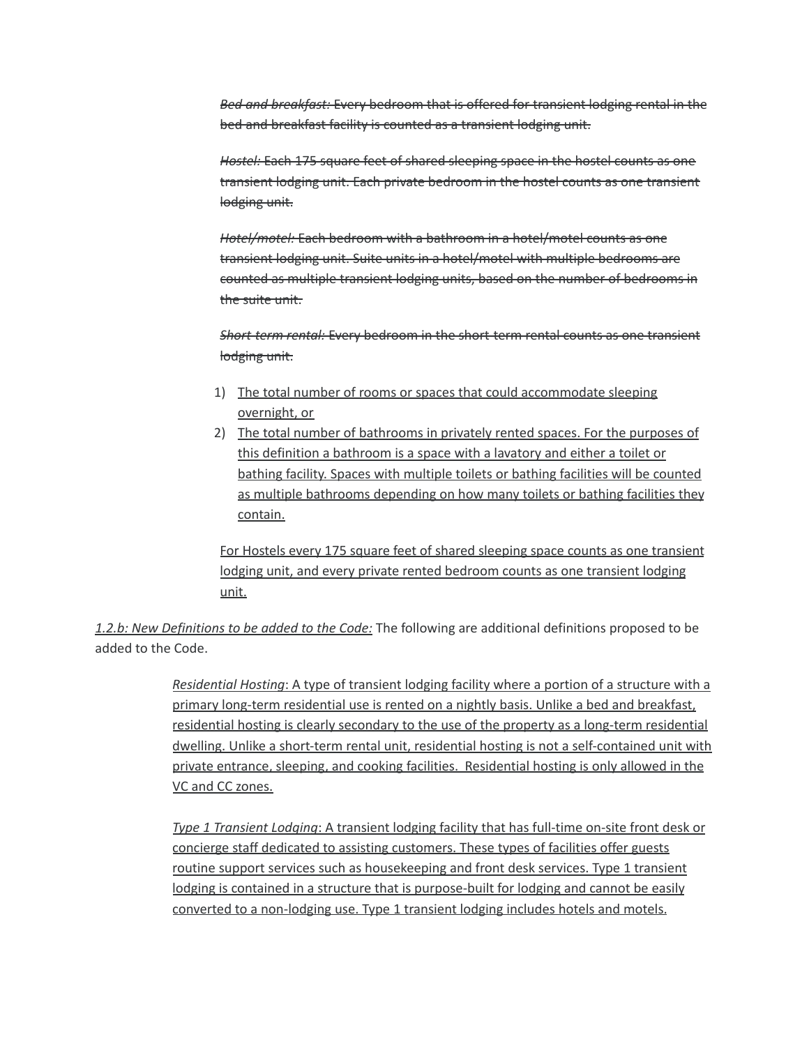~~*Bed and breakfast:* Every bedroom that is offered for transient lodging rental in the bed and breakfast facility is counted as a transient lodging unit.~~

~~*Hostel:* Each 175 square feet of shared sleeping space in the hostel counts as one transient lodging unit. Each private bedroom in the hostel counts as one transient lodging unit.~~

~~*Hotel/motel:* Each bedroom with a bathroom in a hotel/motel counts as one transient lodging unit. Suite units in a hotel/motel with multiple bedrooms are counted as multiple transient lodging units, based on the number of bedrooms in the suite unit.~~

~~*Short-term rental:* Every bedroom in the short-term rental counts as one transient lodging unit.~~

1) <u>The total number of rooms or spaces that could accommodate sleeping overnight, or</u>
2) <u>The total number of bathrooms in privately rented spaces. For the purposes of this definition a bathroom is a space with a lavatory and either a toilet or bathing facility. Spaces with multiple toilets or bathing facilities will be counted as multiple bathrooms depending on how many toilets or bathing facilities they contain.</u>

<u>For Hostels every 175 square feet of shared sleeping space counts as one transient lodging unit, and every private rented bedroom counts as one transient lodging unit.</u>

*<u>1.2.b: New Definitions to be added to the Code:</u>* The following are additional definitions proposed to be added to the Code.

> *<u>Residential Hosting</u>*<u>: A type of transient lodging facility where a portion of a structure with a primary long-term residential use is rented on a nightly basis. Unlike a bed and breakfast, residential hosting is clearly secondary to the use of the property as a long-term residential dwelling. Unlike a short-term rental unit, residential hosting is not a self-contained unit with private entrance, sleeping, and cooking facilities. Residential hosting is only allowed in the VC and CC zones.</u>
>
> *<u>Type 1 Transient Lodging</u>*<u>: A transient lodging facility that has full-time on-site front desk or concierge staff dedicated to assisting customers. These types of facilities offer guests routine support services such as housekeeping and front desk services. Type 1 transient lodging is contained in a structure that is purpose-built for lodging and cannot be easily converted to a non-lodging use. Type 1 transient lodging includes hotels and motels.</u>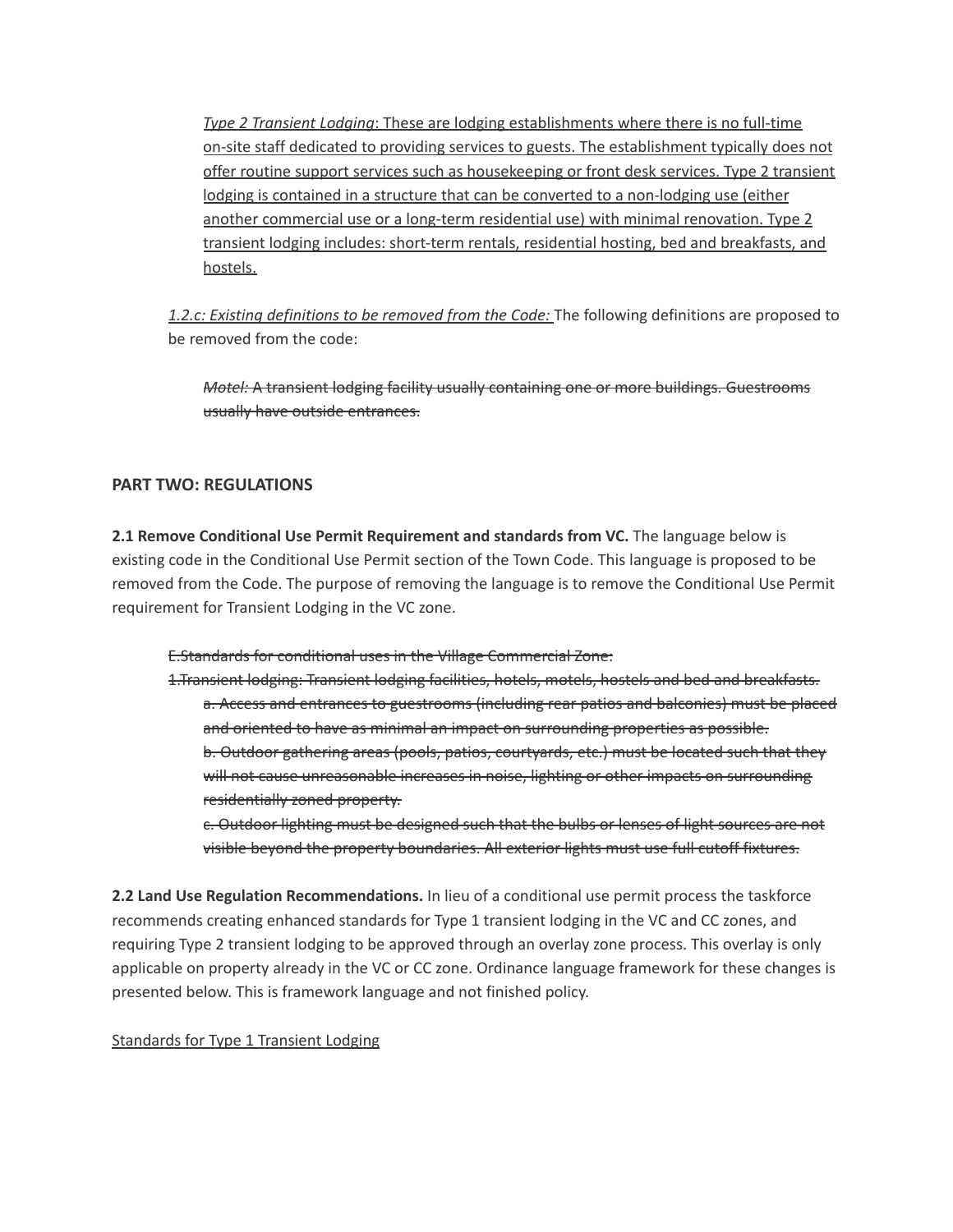<u>*Type 2 Transient Lodging*: These are lodging establishments where there is no full-time on-site staff dedicated to providing services to guests. The establishment typically does not offer routine support services such as housekeeping or front desk services. Type 2 transient lodging is contained in a structure that can be converted to a non-lodging use (either another commercial use or a long-term residential use) with minimal renovation. Type 2 transient lodging includes: short-term rentals, residential hosting, bed and breakfasts, and hostels.</u>

<u>*1.2.c: Existing definitions to be removed from the Code:*</u> The following definitions are proposed to be removed from the code:

~~*Motel:* A transient lodging facility usually containing one or more buildings. Guestrooms usually have outside entrances.~~

## PART TWO: REGULATIONS

**2.1 Remove Conditional Use Permit Requirement and standards from VC.** The language below is existing code in the Conditional Use Permit section of the Town Code. This language is proposed to be removed from the Code. The purpose of removing the language is to remove the Conditional Use Permit requirement for Transient Lodging in the VC zone.

~~E.Standards for conditional uses in the Village Commercial Zone:~~

~~1.Transient lodging: Transient lodging facilities, hotels, motels, hostels and bed and breakfasts.~~

~~a. Access and entrances to guestrooms (including rear patios and balconies) must be placed and oriented to have as minimal an impact on surrounding properties as possible.~~

~~b. Outdoor gathering areas (pools, patios, courtyards, etc.) must be located such that they will not cause unreasonable increases in noise, lighting or other impacts on surrounding residentially zoned property.~~

~~c. Outdoor lighting must be designed such that the bulbs or lenses of light sources are not visible beyond the property boundaries. All exterior lights must use full cutoff fixtures.~~

**2.2 Land Use Regulation Recommendations.** In lieu of a conditional use permit process the taskforce recommends creating enhanced standards for Type 1 transient lodging in the VC and CC zones, and requiring Type 2 transient lodging to be approved through an overlay zone process. This overlay is only applicable on property already in the VC or CC zone. Ordinance language framework for these changes is presented below. This is framework language and not finished policy.

<u>Standards for Type 1 Transient Lodging</u>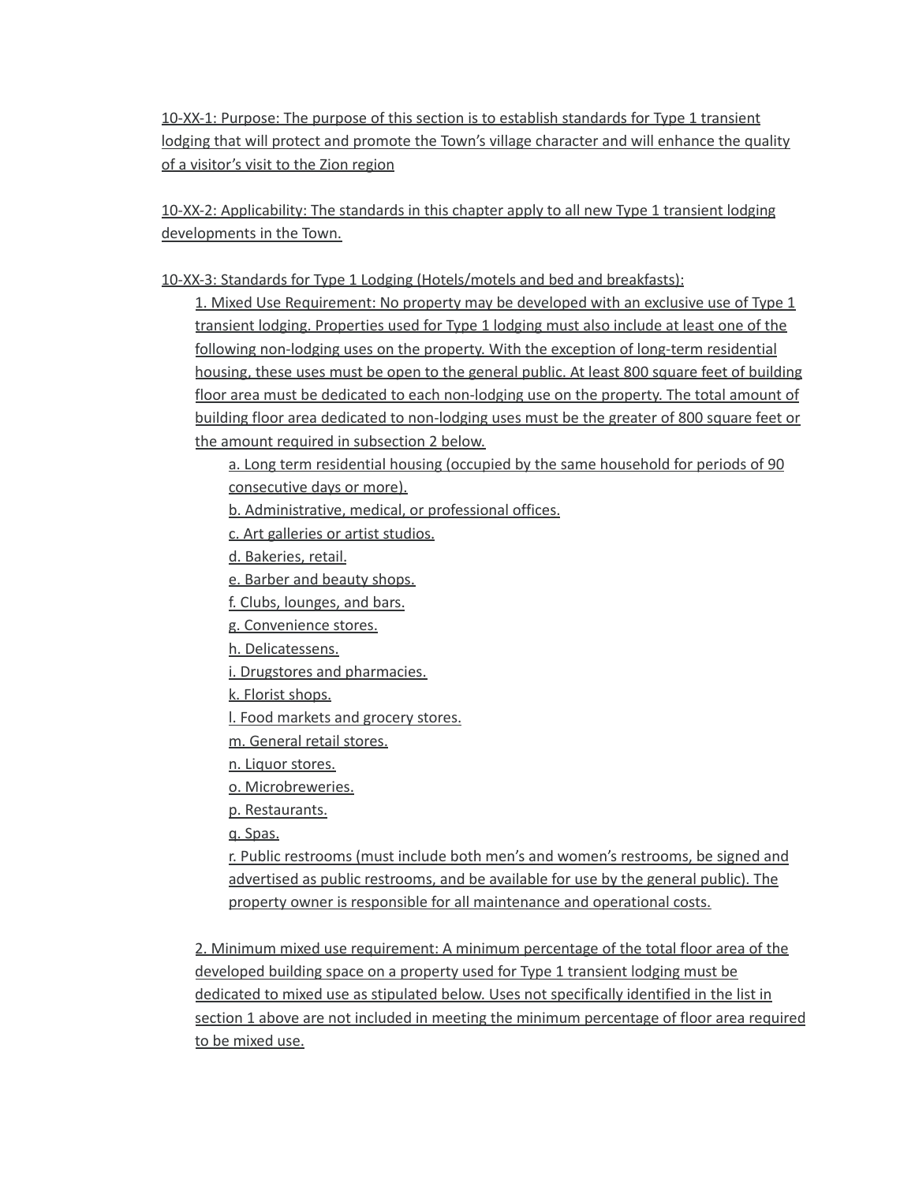10-XX-1: Purpose: The purpose of this section is to establish standards for Type 1 transient lodging that will protect and promote the Town's village character and will enhance the quality of a visitor's visit to the Zion region

10-XX-2: Applicability: The standards in this chapter apply to all new Type 1 transient lodging developments in the Town.

10-XX-3: Standards for Type 1 Lodging (Hotels/motels and bed and breakfasts):

1. Mixed Use Requirement: No property may be developed with an exclusive use of Type 1 transient lodging. Properties used for Type 1 lodging must also include at least one of the following non-lodging uses on the property. With the exception of long-term residential housing, these uses must be open to the general public. At least 800 square feet of building floor area must be dedicated to each non-lodging use on the property. The total amount of building floor area dedicated to non-lodging uses must be the greater of 800 square feet or the amount required in subsection 2 below.

   a. Long term residential housing (occupied by the same household for periods of 90 consecutive days or more).
   b. Administrative, medical, or professional offices.
   c. Art galleries or artist studios.
   d. Bakeries, retail.
   e. Barber and beauty shops.
   f. Clubs, lounges, and bars.
   g. Convenience stores.
   h. Delicatessens.
   i. Drugstores and pharmacies.
   k. Florist shops.
   l. Food markets and grocery stores.
   m. General retail stores.
   n. Liquor stores.
   o. Microbreweries.
   p. Restaurants.
   q. Spas.
   r. Public restrooms (must include both men's and women's restrooms, be signed and advertised as public restrooms, and be available for use by the general public). The property owner is responsible for all maintenance and operational costs.

2. Minimum mixed use requirement: A minimum percentage of the total floor area of the developed building space on a property used for Type 1 transient lodging must be dedicated to mixed use as stipulated below. Uses not specifically identified in the list in section 1 above are not included in meeting the minimum percentage of floor area required to be mixed use.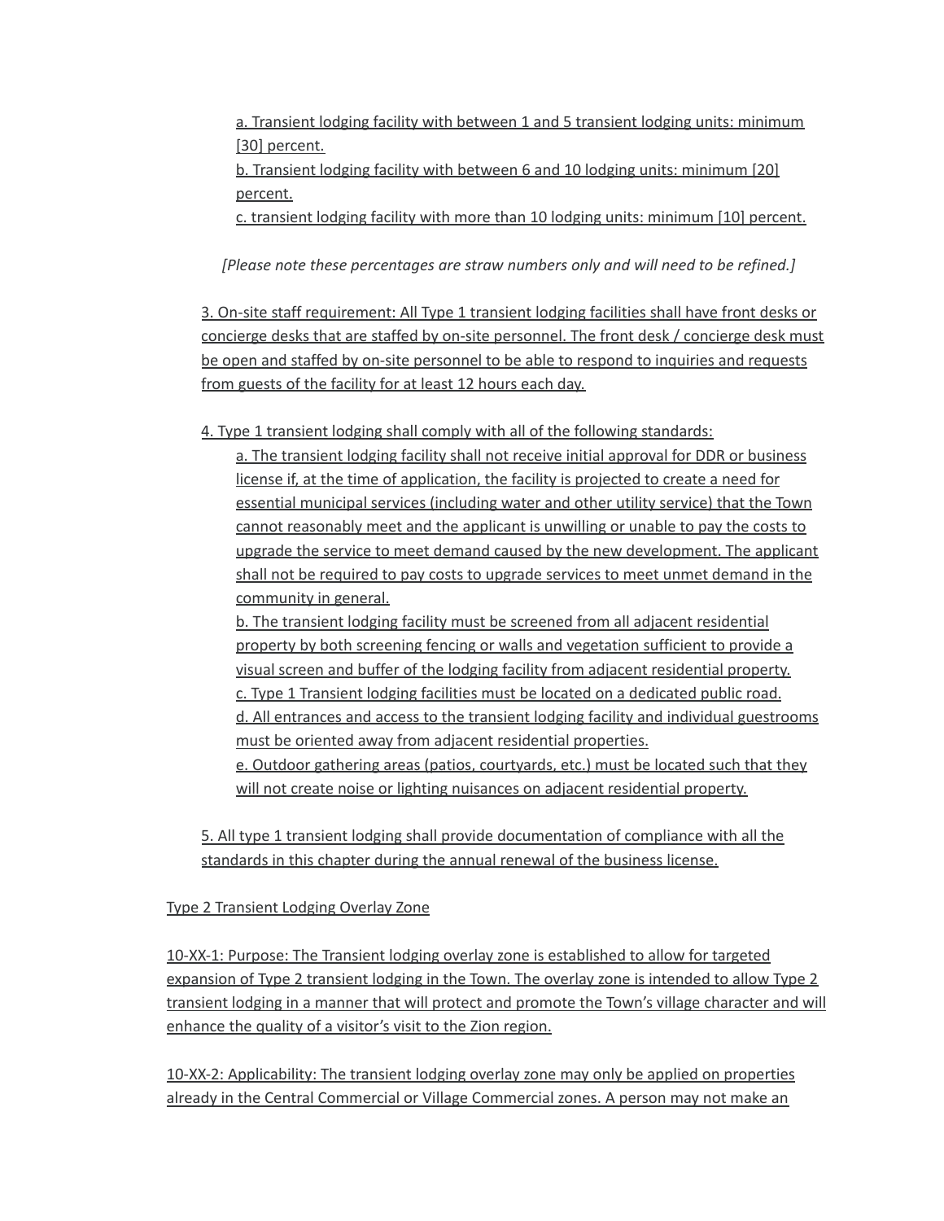a. Transient lodging facility with between 1 and 5 transient lodging units: minimum [30] percent.
b. Transient lodging facility with between 6 and 10 lodging units: minimum [20] percent.
c. transient lodging facility with more than 10 lodging units: minimum [10] percent.

*[Please note these percentages are straw numbers only and will need to be refined.]*

3. On-site staff requirement: All Type 1 transient lodging facilities shall have front desks or concierge desks that are staffed by on-site personnel. The front desk / concierge desk must be open and staffed by on-site personnel to be able to respond to inquiries and requests from guests of the facility for at least 12 hours each day.

4. Type 1 transient lodging shall comply with all of the following standards:
a. The transient lodging facility shall not receive initial approval for DDR or business license if, at the time of application, the facility is projected to create a need for essential municipal services (including water and other utility service) that the Town cannot reasonably meet and the applicant is unwilling or unable to pay the costs to upgrade the service to meet demand caused by the new development. The applicant shall not be required to pay costs to upgrade services to meet unmet demand in the community in general.
b. The transient lodging facility must be screened from all adjacent residential property by both screening fencing or walls and vegetation sufficient to provide a visual screen and buffer of the lodging facility from adjacent residential property.
c. Type 1 Transient lodging facilities must be located on a dedicated public road.
d. All entrances and access to the transient lodging facility and individual guestrooms must be oriented away from adjacent residential properties.
e. Outdoor gathering areas (patios, courtyards, etc.) must be located such that they will not create noise or lighting nuisances on adjacent residential property.

5. All type 1 transient lodging shall provide documentation of compliance with all the standards in this chapter during the annual renewal of the business license.

Type 2 Transient Lodging Overlay Zone

10-XX-1: Purpose: The Transient lodging overlay zone is established to allow for targeted expansion of Type 2 transient lodging in the Town. The overlay zone is intended to allow Type 2 transient lodging in a manner that will protect and promote the Town's village character and will enhance the quality of a visitor's visit to the Zion region.

10-XX-2: Applicability: The transient lodging overlay zone may only be applied on properties already in the Central Commercial or Village Commercial zones. A person may not make an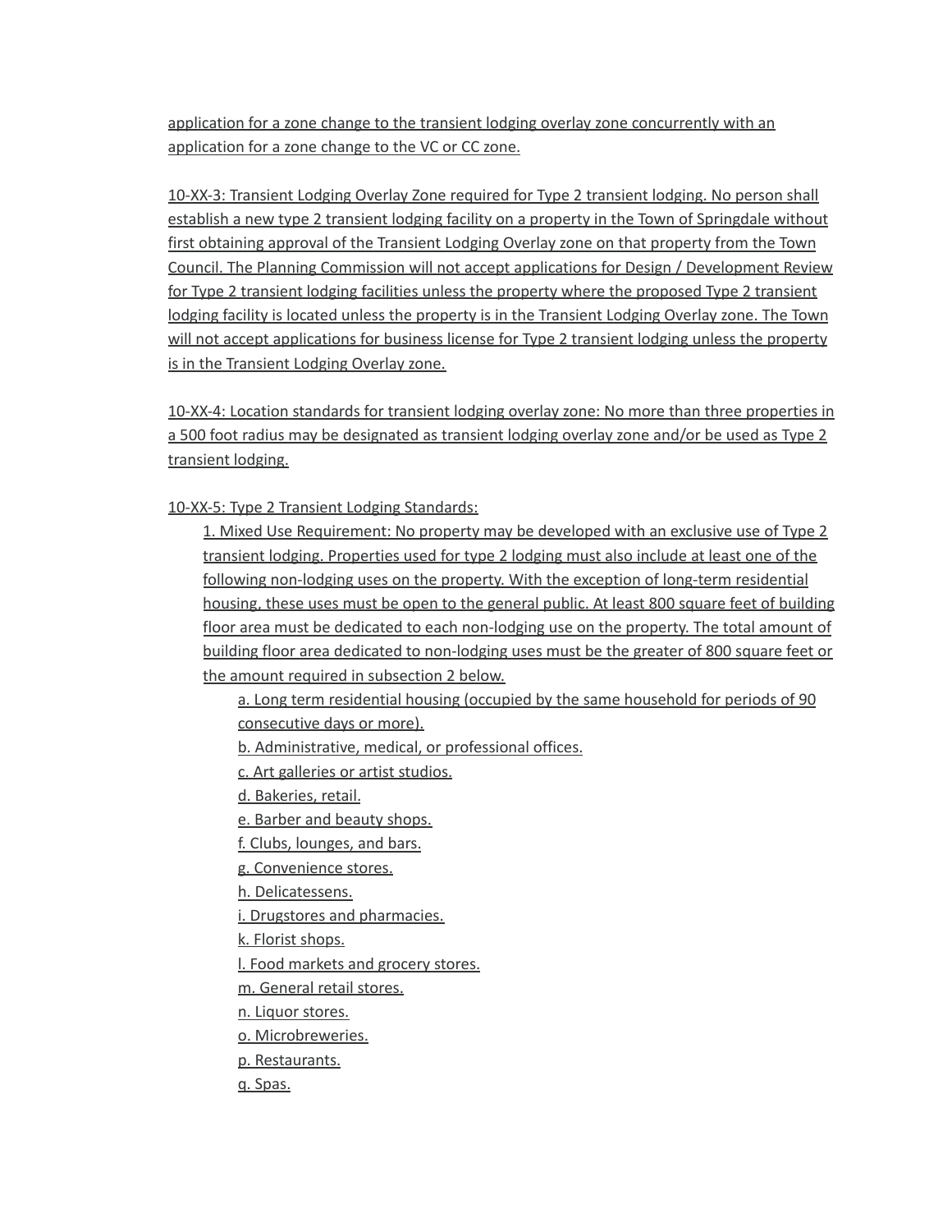application for a zone change to the transient lodging overlay zone concurrently with an application for a zone change to the VC or CC zone.

10-XX-3: Transient Lodging Overlay Zone required for Type 2 transient lodging. No person shall establish a new type 2 transient lodging facility on a property in the Town of Springdale without first obtaining approval of the Transient Lodging Overlay zone on that property from the Town Council. The Planning Commission will not accept applications for Design / Development Review for Type 2 transient lodging facilities unless the property where the proposed Type 2 transient lodging facility is located unless the property is in the Transient Lodging Overlay zone. The Town will not accept applications for business license for Type 2 transient lodging unless the property is in the Transient Lodging Overlay zone.

10-XX-4: Location standards for transient lodging overlay zone: No more than three properties in a 500 foot radius may be designated as transient lodging overlay zone and/or be used as Type 2 transient lodging.

10-XX-5: Type 2 Transient Lodging Standards:

1. Mixed Use Requirement: No property may be developed with an exclusive use of Type 2 transient lodging. Properties used for type 2 lodging must also include at least one of the following non-lodging uses on the property. With the exception of long-term residential housing, these uses must be open to the general public. At least 800 square feet of building floor area must be dedicated to each non-lodging use on the property. The total amount of building floor area dedicated to non-lodging uses must be the greater of 800 square feet or the amount required in subsection 2 below.
    - a. Long term residential housing (occupied by the same household for periods of 90 consecutive days or more).
    - b. Administrative, medical, or professional offices.
    - c. Art galleries or artist studios.
    - d. Bakeries, retail.
    - e. Barber and beauty shops.
    - f. Clubs, lounges, and bars.
    - g. Convenience stores.
    - h. Delicatessens.
    - i. Drugstores and pharmacies.
    - k. Florist shops.
    - l. Food markets and grocery stores.
    - m. General retail stores.
    - n. Liquor stores.
    - o. Microbreweries.
    - p. Restaurants.
    - q. Spas.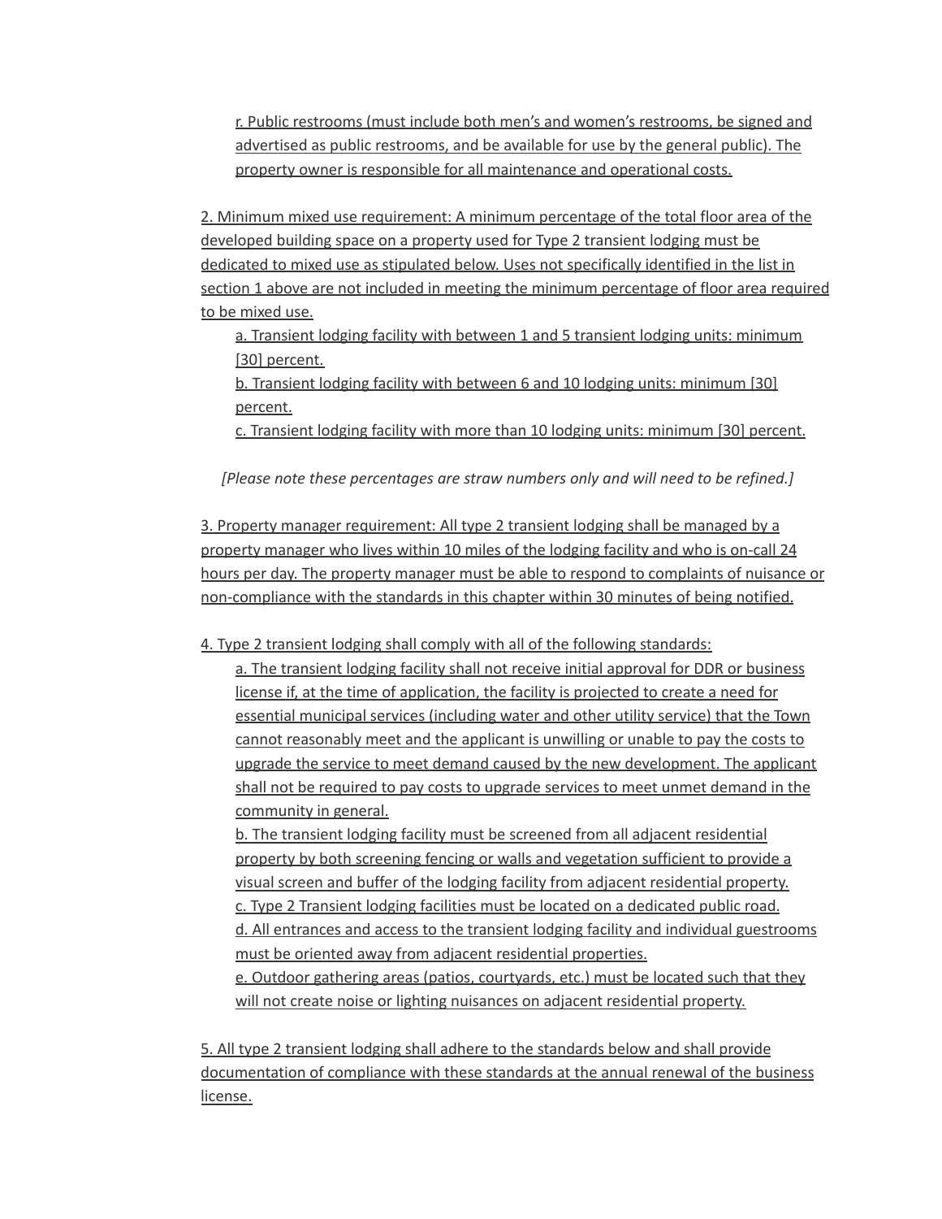r. Public restrooms (must include both men's and women's restrooms, be signed and advertised as public restrooms, and be available for use by the general public). The property owner is responsible for all maintenance and operational costs.

2. Minimum mixed use requirement: A minimum percentage of the total floor area of the developed building space on a property used for Type 2 transient lodging must be dedicated to mixed use as stipulated below. Uses not specifically identified in the list in section 1 above are not included in meeting the minimum percentage of floor area required to be mixed use.

   a. Transient lodging facility with between 1 and 5 transient lodging units: minimum [30] percent.
   b. Transient lodging facility with between 6 and 10 lodging units: minimum [30] percent.
   c. Transient lodging facility with more than 10 lodging units: minimum [30] percent.

*[Please note these percentages are straw numbers only and will need to be refined.]*

3. Property manager requirement: All type 2 transient lodging shall be managed by a property manager who lives within 10 miles of the lodging facility and who is on-call 24 hours per day. The property manager must be able to respond to complaints of nuisance or non-compliance with the standards in this chapter within 30 minutes of being notified.

4. Type 2 transient lodging shall comply with all of the following standards:

   a. The transient lodging facility shall not receive initial approval for DDR or business license if, at the time of application, the facility is projected to create a need for essential municipal services (including water and other utility service) that the Town cannot reasonably meet and the applicant is unwilling or unable to pay the costs to upgrade the service to meet demand caused by the new development. The applicant shall not be required to pay costs to upgrade services to meet unmet demand in the community in general.
   b. The transient lodging facility must be screened from all adjacent residential property by both screening fencing or walls and vegetation sufficient to provide a visual screen and buffer of the lodging facility from adjacent residential property.
   c. Type 2 Transient lodging facilities must be located on a dedicated public road.
   d. All entrances and access to the transient lodging facility and individual guestrooms must be oriented away from adjacent residential properties.
   e. Outdoor gathering areas (patios, courtyards, etc.) must be located such that they will not create noise or lighting nuisances on adjacent residential property.

5. All type 2 transient lodging shall adhere to the standards below and shall provide documentation of compliance with these standards at the annual renewal of the business license.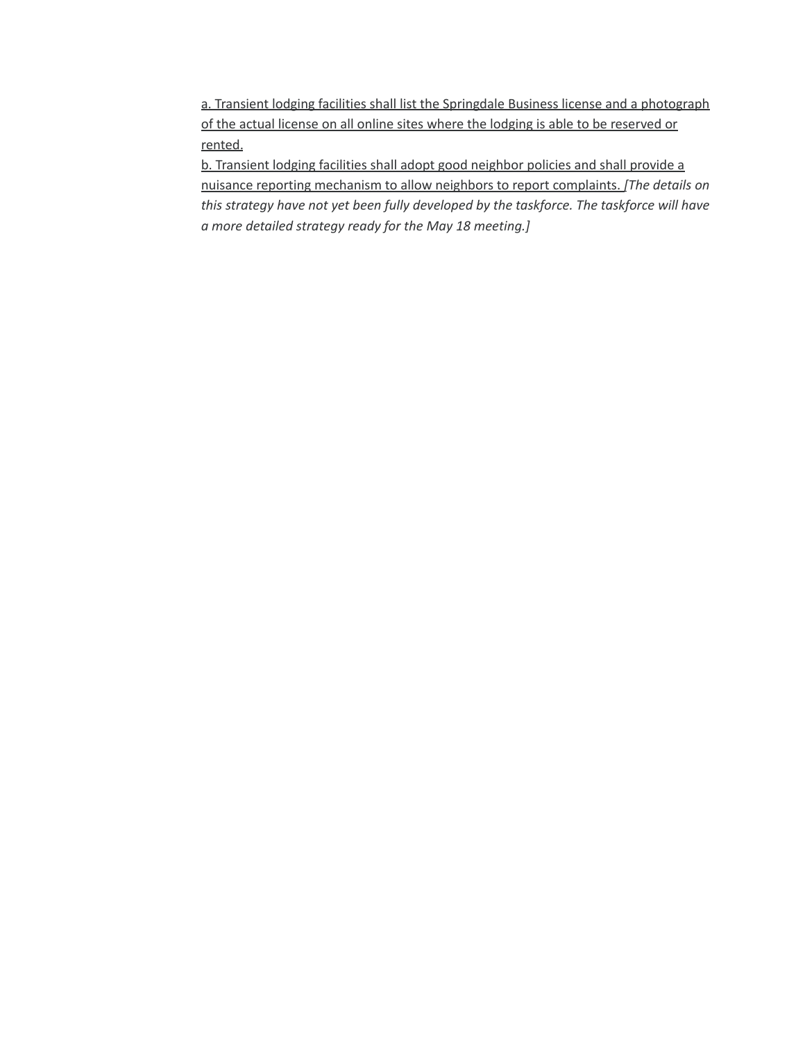<u>a. Transient lodging facilities shall list the Springdale Business license and a photograph of the actual license on all online sites where the lodging is able to be reserved or rented.</u>
<u>b. Transient lodging facilities shall adopt good neighbor policies and shall provide a nuisance reporting mechanism to allow neighbors to report complaints.</u> *[The details on this strategy have not yet been fully developed by the taskforce. The taskforce will have a more detailed strategy ready for the May 18 meeting.]*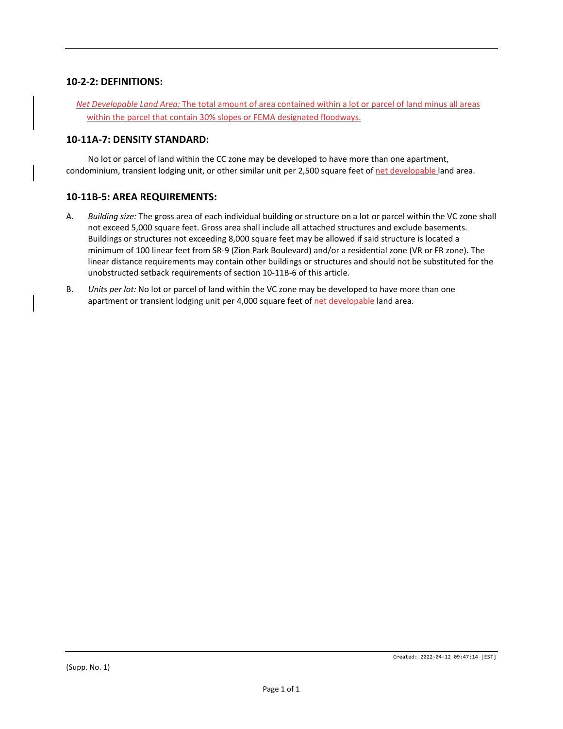## 10-2-2: DEFINITIONS:

*Net Developable Land Area:* The total amount of area contained within a lot or parcel of land minus all areas within the parcel that contain 30% slopes or FEMA designated floodways.

## 10-11A-7: DENSITY STANDARD:

No lot or parcel of land within the CC zone may be developed to have more than one apartment, condominium, transient lodging unit, or other similar unit per 2,500 square feet of net developable land area.

## 10-11B-5: AREA REQUIREMENTS:

A. *Building size:* The gross area of each individual building or structure on a lot or parcel within the VC zone shall not exceed 5,000 square feet. Gross area shall include all attached structures and exclude basements. Buildings or structures not exceeding 8,000 square feet may be allowed if said structure is located a minimum of 100 linear feet from SR-9 (Zion Park Boulevard) and/or a residential zone (VR or FR zone). The linear distance requirements may contain other buildings or structures and should not be substituted for the unobstructed setback requirements of section 10-11B-6 of this article.

B. *Units per lot:* No lot or parcel of land within the VC zone may be developed to have more than one apartment or transient lodging unit per 4,000 square feet of net developable land area.

Created: 2022-04-12 09:47:14 [EST]

(Supp. No. 1)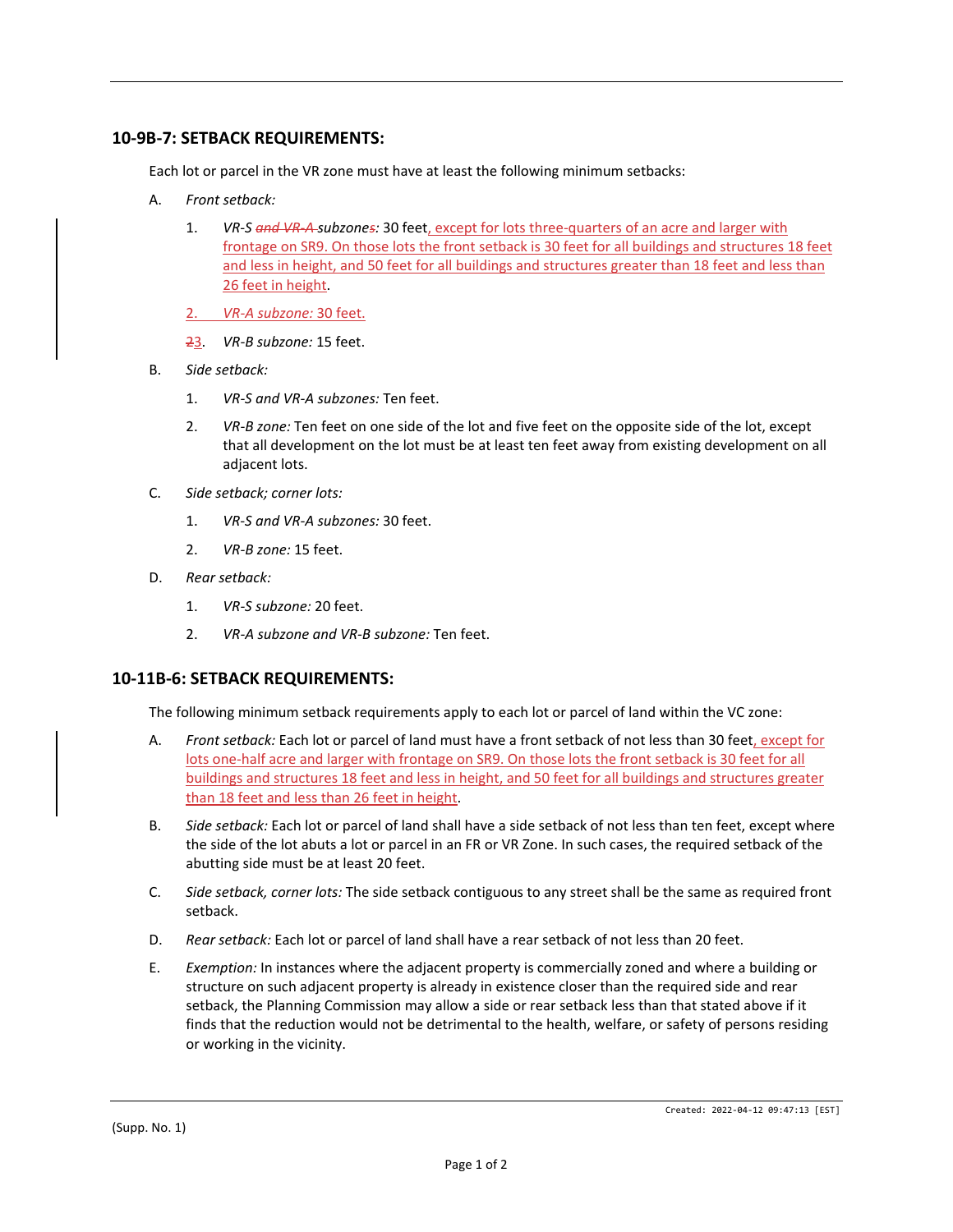## 10-9B-7: SETBACK REQUIREMENTS:

Each lot or parcel in the VR zone must have at least the following minimum setbacks:

A. *Front setback:*

1. *VR-S ~~and VR-A~~ subzone~~s~~:* 30 feet, except for lots three-quarters of an acre and larger with frontage on SR9. On those lots the front setback is 30 feet for all buildings and structures 18 feet and less in height, and 50 feet for all buildings and structures greater than 18 feet and less than 26 feet in height.

2. *VR-A subzone:* 30 feet.

~~2~~3. *VR-B subzone:* 15 feet.

B. *Side setback:*

1. *VR-S and VR-A subzones:* Ten feet.

2. *VR-B zone:* Ten feet on one side of the lot and five feet on the opposite side of the lot, except that all development on the lot must be at least ten feet away from existing development on all adjacent lots.

C. *Side setback; corner lots:*

1. *VR-S and VR-A subzones:* 30 feet.

2. *VR-B zone:* 15 feet.

D. *Rear setback:*

1. *VR-S subzone:* 20 feet.

2. *VR-A subzone and VR-B subzone:* Ten feet.

## 10-11B-6: SETBACK REQUIREMENTS:

The following minimum setback requirements apply to each lot or parcel of land within the VC zone:

A. *Front setback:* Each lot or parcel of land must have a front setback of not less than 30 feet, except for lots one-half acre and larger with frontage on SR9. On those lots the front setback is 30 feet for all buildings and structures 18 feet and less in height, and 50 feet for all buildings and structures greater than 18 feet and less than 26 feet in height.

B. *Side setback:* Each lot or parcel of land shall have a side setback of not less than ten feet, except where the side of the lot abuts a lot or parcel in an FR or VR Zone. In such cases, the required setback of the abutting side must be at least 20 feet.

C. *Side setback, corner lots:* The side setback contiguous to any street shall be the same as required front setback.

D. *Rear setback:* Each lot or parcel of land shall have a rear setback of not less than 20 feet.

E. *Exemption:* In instances where the adjacent property is commercially zoned and where a building or structure on such adjacent property is already in existence closer than the required side and rear setback, the Planning Commission may allow a side or rear setback less than that stated above if it finds that the reduction would not be detrimental to the health, welfare, or safety of persons residing or working in the vicinity.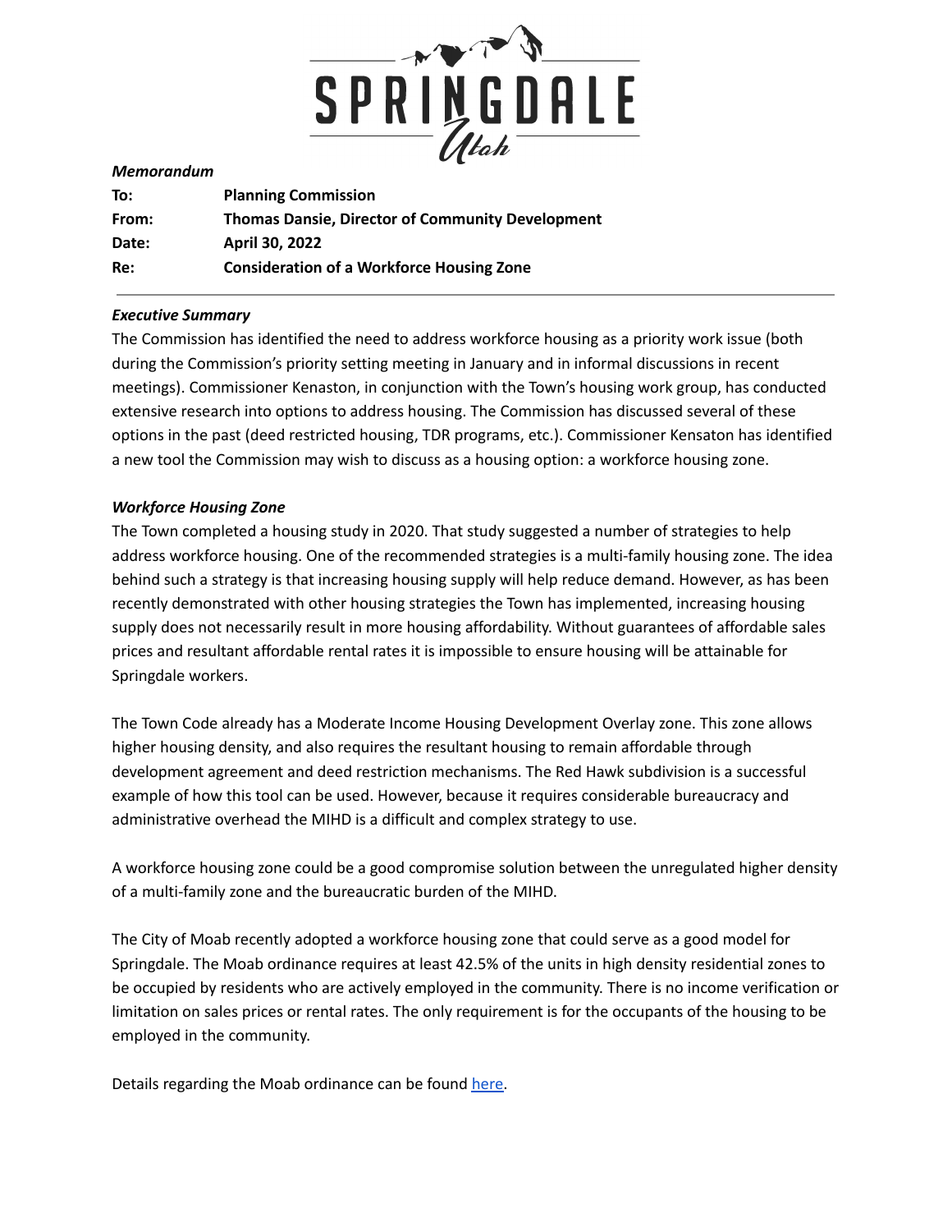*Memorandum*

| | |
|---|---|
| **To:** | **Planning Commission** |
| **From:** | **Thomas Dansie, Director of Community Development** |
| **Date:** | **April 30, 2022** |
| **Re:** | **Consideration of a Workforce Housing Zone** |

---

***Executive Summary***

The Commission has identified the need to address workforce housing as a priority work issue (both during the Commission's priority setting meeting in January and in informal discussions in recent meetings). Commissioner Kenaston, in conjunction with the Town's housing work group, has conducted extensive research into options to address housing. The Commission has discussed several of these options in the past (deed restricted housing, TDR programs, etc.). Commissioner Kensaton has identified a new tool the Commission may wish to discuss as a housing option: a workforce housing zone.

***Workforce Housing Zone***

The Town completed a housing study in 2020. That study suggested a number of strategies to help address workforce housing. One of the recommended strategies is a multi-family housing zone. The idea behind such a strategy is that increasing housing supply will help reduce demand. However, as has been recently demonstrated with other housing strategies the Town has implemented, increasing housing supply does not necessarily result in more housing affordability. Without guarantees of affordable sales prices and resultant affordable rental rates it is impossible to ensure housing will be attainable for Springdale workers.

The Town Code already has a Moderate Income Housing Development Overlay zone. This zone allows higher housing density, and also requires the resultant housing to remain affordable through development agreement and deed restriction mechanisms. The Red Hawk subdivision is a successful example of how this tool can be used. However, because it requires considerable bureaucracy and administrative overhead the MIHD is a difficult and complex strategy to use.

A workforce housing zone could be a good compromise solution between the unregulated higher density of a multi-family zone and the bureaucratic burden of the MIHD.

The City of Moab recently adopted a workforce housing zone that could serve as a good model for Springdale. The Moab ordinance requires at least 42.5% of the units in high density residential zones to be occupied by residents who are actively employed in the community. There is no income verification or limitation on sales prices or rental rates. The only requirement is for the occupants of the housing to be employed in the community.

Details regarding the Moab ordinance can be found here.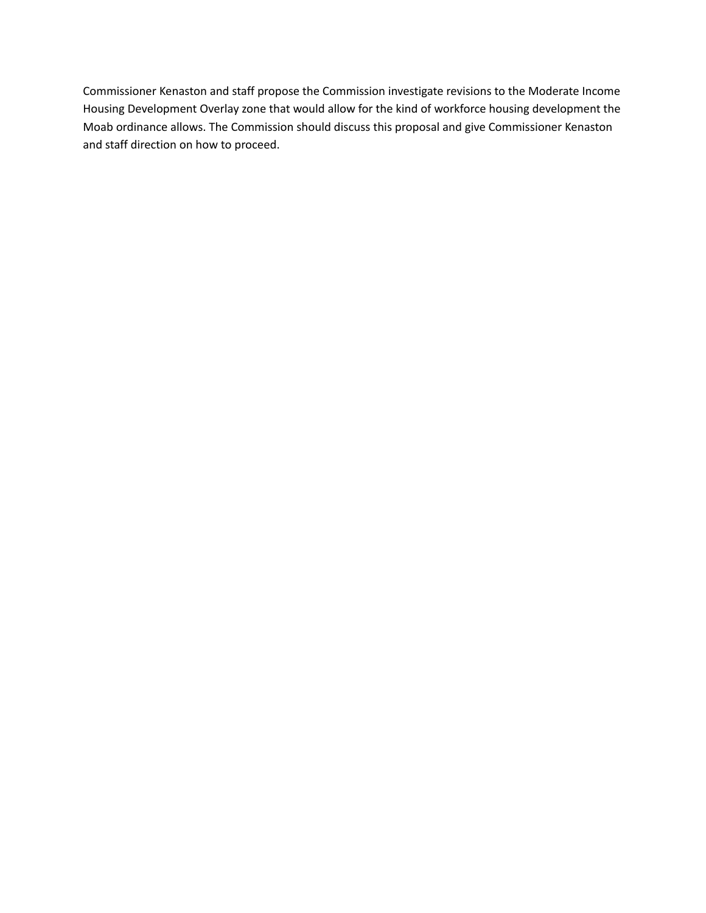Commissioner Kenaston and staff propose the Commission investigate revisions to the Moderate Income Housing Development Overlay zone that would allow for the kind of workforce housing development the Moab ordinance allows. The Commission should discuss this proposal and give Commissioner Kenaston and staff direction on how to proceed.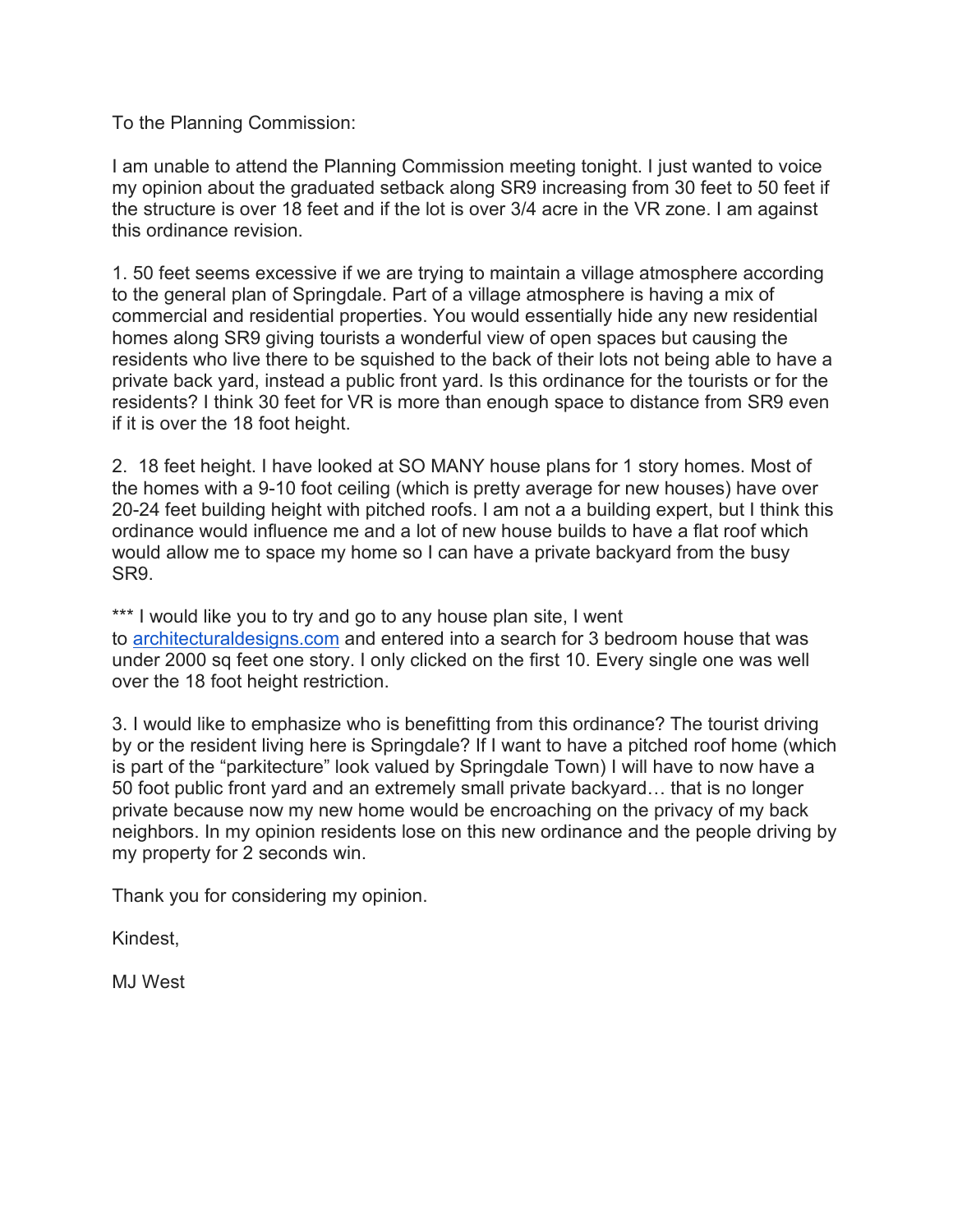To the Planning Commission:

I am unable to attend the Planning Commission meeting tonight. I just wanted to voice my opinion about the graduated setback along SR9 increasing from 30 feet to 50 feet if the structure is over 18 feet and if the lot is over 3/4 acre in the VR zone. I am against this ordinance revision.

1. 50 feet seems excessive if we are trying to maintain a village atmosphere according to the general plan of Springdale. Part of a village atmosphere is having a mix of commercial and residential properties. You would essentially hide any new residential homes along SR9 giving tourists a wonderful view of open spaces but causing the residents who live there to be squished to the back of their lots not being able to have a private back yard, instead a public front yard. Is this ordinance for the tourists or for the residents? I think 30 feet for VR is more than enough space to distance from SR9 even if it is over the 18 foot height.

2. 18 feet height. I have looked at SO MANY house plans for 1 story homes. Most of the homes with a 9-10 foot ceiling (which is pretty average for new houses) have over 20-24 feet building height with pitched roofs. I am not a a building expert, but I think this ordinance would influence me and a lot of new house builds to have a flat roof which would allow me to space my home so I can have a private backyard from the busy SR9.

*** I would like you to try and go to any house plan site, I went to [architecturaldesigns.com](architecturaldesigns.com) and entered into a search for 3 bedroom house that was under 2000 sq feet one story. I only clicked on the first 10. Every single one was well over the 18 foot height restriction.

3. I would like to emphasize who is benefitting from this ordinance? The tourist driving by or the resident living here is Springdale? If I want to have a pitched roof home (which is part of the "parkitecture" look valued by Springdale Town) I will have to now have a 50 foot public front yard and an extremely small private backyard… that is no longer private because now my new home would be encroaching on the privacy of my back neighbors. In my opinion residents lose on this new ordinance and the people driving by my property for 2 seconds win.

Thank you for considering my opinion.

Kindest,

MJ West